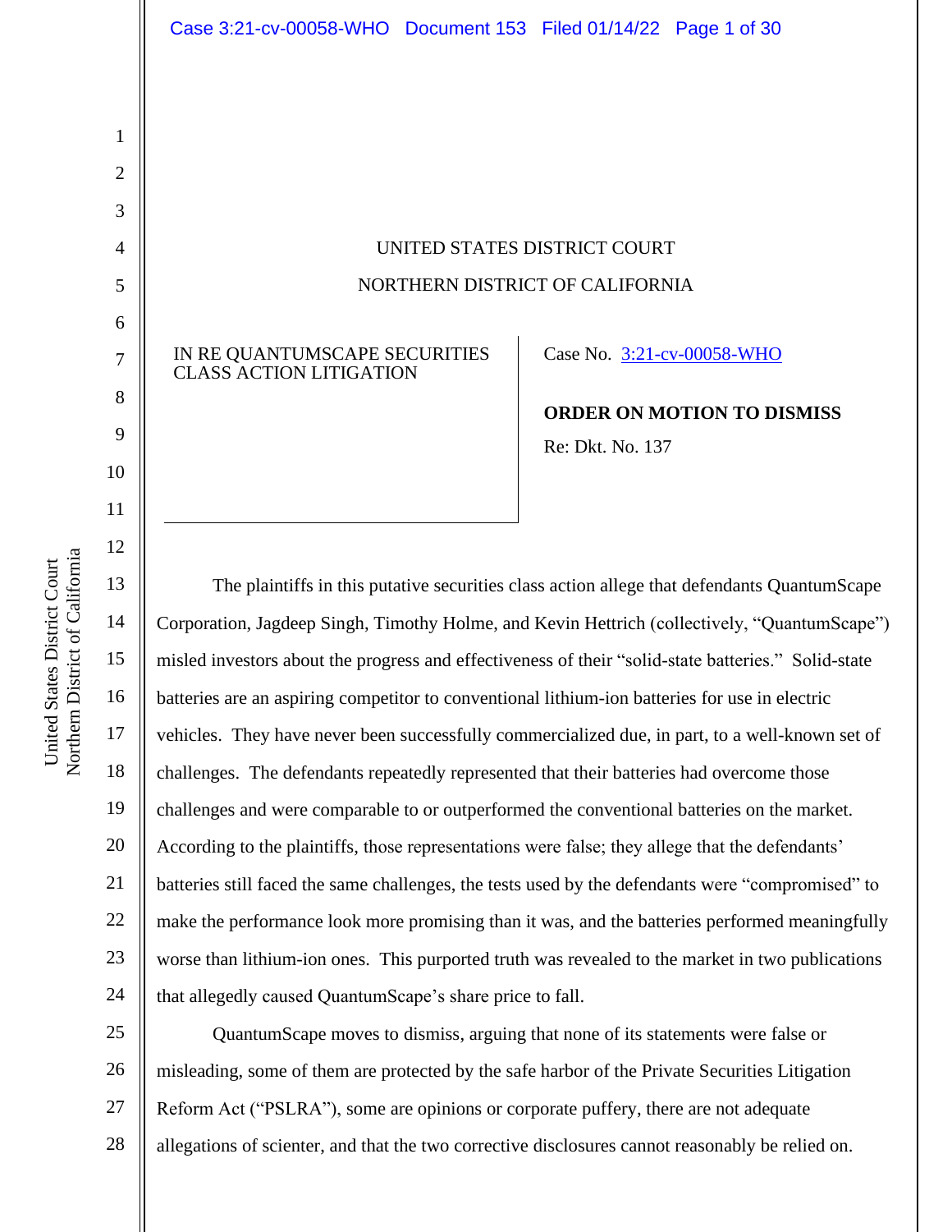UNITED STATES DISTRICT COURT

NORTHERN DISTRICT OF CALIFORNIA

IN RE QUANTUMSCAPE SECURITIES CLASS ACTION LITIGATION

Case No. 3:21-cv-00058-WHO

**ORDER ON MOTION TO DISMISS**

Re: Dkt. No. 137

The plaintiffs in this putative securities class action allege that defendants QuantumScape Corporation, Jagdeep Singh, Timothy Holme, and Kevin Hettrich (collectively, "QuantumScape") misled investors about the progress and effectiveness of their "solid-state batteries." Solid-state batteries are an aspiring competitor to conventional lithium-ion batteries for use in electric vehicles. They have never been successfully commercialized due, in part, to a well-known set of challenges. The defendants repeatedly represented that their batteries had overcome those challenges and were comparable to or outperformed the conventional batteries on the market. According to the plaintiffs, those representations were false; they allege that the defendants' batteries still faced the same challenges, the tests used by the defendants were "compromised" to make the performance look more promising than it was, and the batteries performed meaningfully worse than lithium-ion ones. This purported truth was revealed to the market in two publications that allegedly caused QuantumScape's share price to fall.

QuantumScape moves to dismiss, arguing that none of its statements were false or misleading, some of them are protected by the safe harbor of the Private Securities Litigation Reform Act ("PSLRA"), some are opinions or corporate puffery, there are not adequate allegations of scienter, and that the two corrective disclosures cannot reasonably be relied on.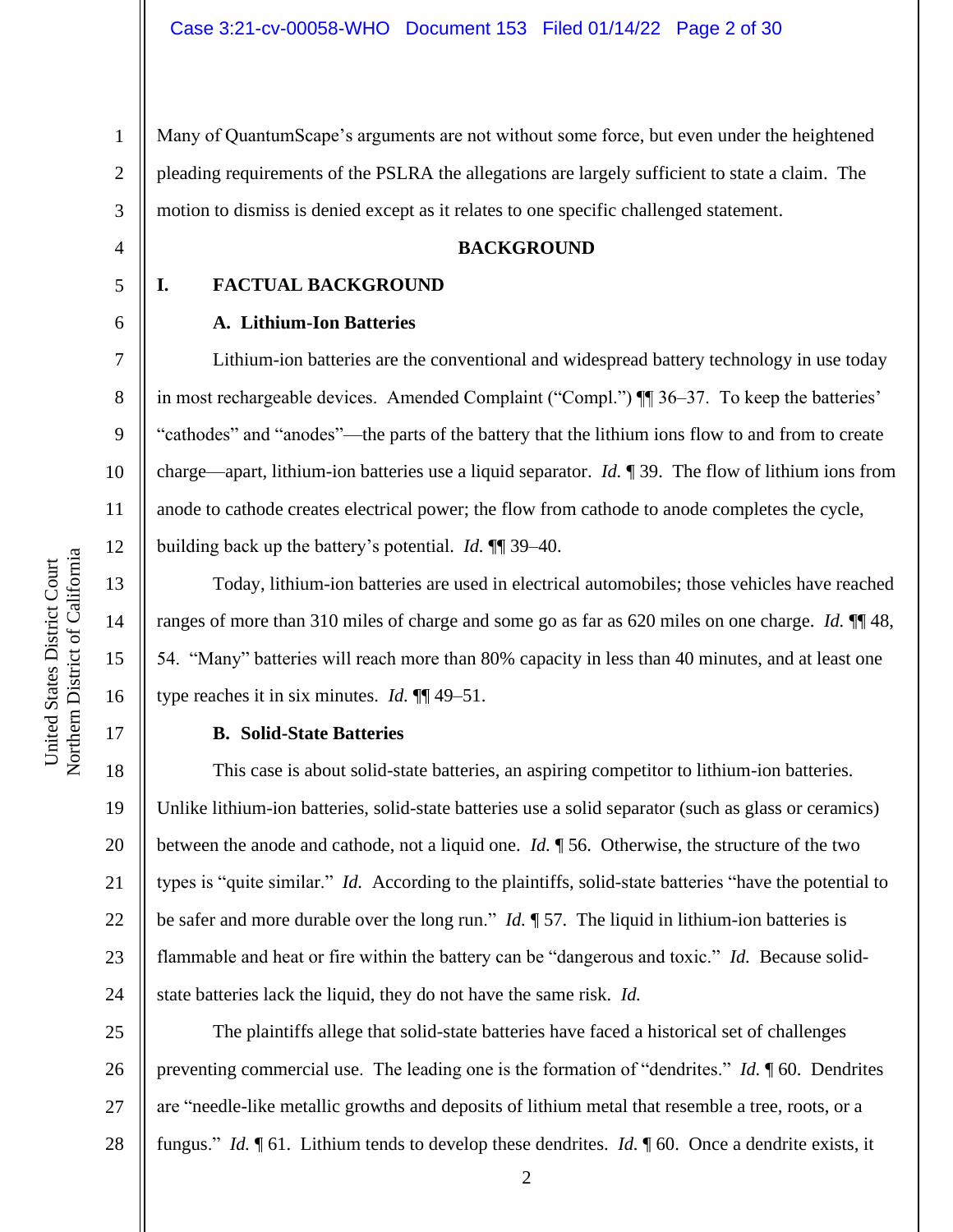Many of QuantumScape's arguments are not without some force, but even under the heightened pleading requirements of the PSLRA the allegations are largely sufficient to state a claim. The motion to dismiss is denied except as it relates to one specific challenged statement.

**BACKGROUND**

## I. FACTUAL BACKGROUND

### A. Lithium-Ion Batteries

Lithium-ion batteries are the conventional and widespread battery technology in use today in most rechargeable devices. Amended Complaint ("Compl.") ¶¶ 36–37. To keep the batteries' "cathodes" and "anodes"—the parts of the battery that the lithium ions flow to and from to create charge—apart, lithium-ion batteries use a liquid separator. *Id.* ¶ 39. The flow of lithium ions from anode to cathode creates electrical power; the flow from cathode to anode completes the cycle, building back up the battery's potential. *Id.* ¶¶ 39–40.

Today, lithium-ion batteries are used in electrical automobiles; those vehicles have reached ranges of more than 310 miles of charge and some go as far as 620 miles on one charge. *Id.* ¶¶ 48, 54. "Many" batteries will reach more than 80% capacity in less than 40 minutes, and at least one type reaches it in six minutes. *Id.* ¶¶ 49–51.

### B. Solid-State Batteries

This case is about solid-state batteries, an aspiring competitor to lithium-ion batteries. Unlike lithium-ion batteries, solid-state batteries use a solid separator (such as glass or ceramics) between the anode and cathode, not a liquid one. *Id.* ¶ 56. Otherwise, the structure of the two types is "quite similar." *Id.* According to the plaintiffs, solid-state batteries "have the potential to be safer and more durable over the long run." *Id.* ¶ 57. The liquid in lithium-ion batteries is flammable and heat or fire within the battery can be "dangerous and toxic." *Id.* Because solid-state batteries lack the liquid, they do not have the same risk. *Id.*

The plaintiffs allege that solid-state batteries have faced a historical set of challenges preventing commercial use. The leading one is the formation of "dendrites." *Id.* ¶ 60. Dendrites are "needle-like metallic growths and deposits of lithium metal that resemble a tree, roots, or a fungus." *Id.* ¶ 61. Lithium tends to develop these dendrites. *Id.* ¶ 60. Once a dendrite exists, it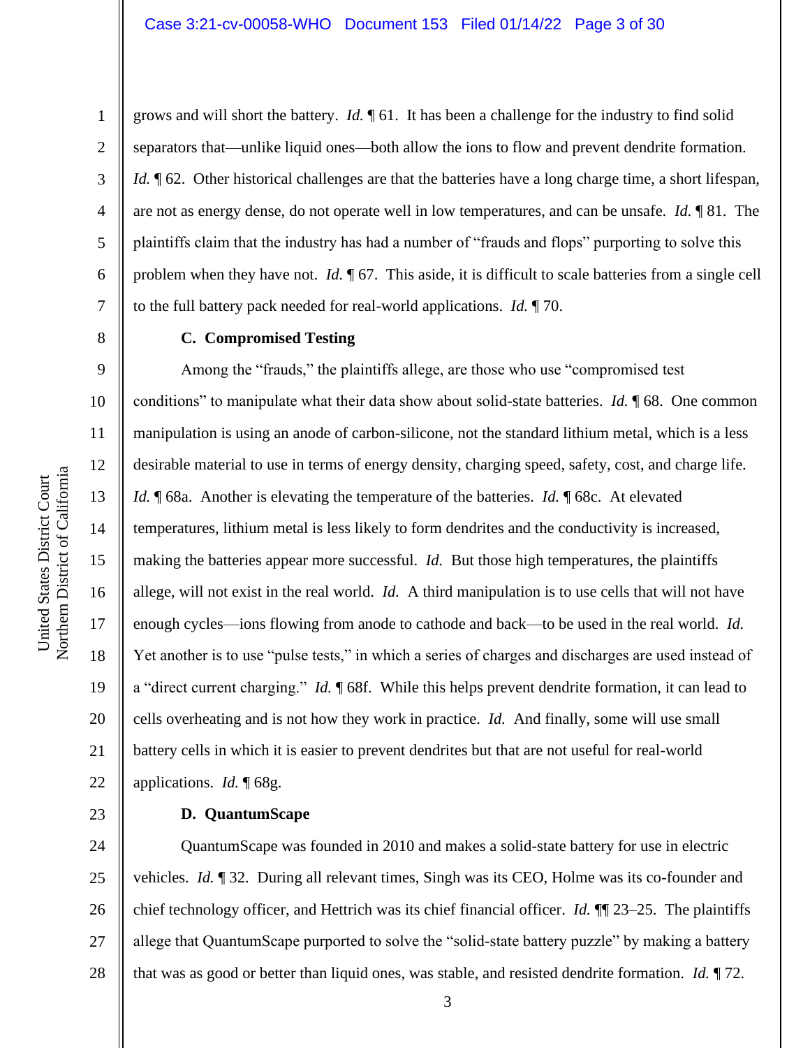grows and will short the battery. *Id.* ¶ 61. It has been a challenge for the industry to find solid separators that—unlike liquid ones—both allow the ions to flow and prevent dendrite formation. *Id.* ¶ 62. Other historical challenges are that the batteries have a long charge time, a short lifespan, are not as energy dense, do not operate well in low temperatures, and can be unsafe. *Id.* ¶ 81. The plaintiffs claim that the industry has had a number of "frauds and flops" purporting to solve this problem when they have not. *Id.* ¶ 67. This aside, it is difficult to scale batteries from a single cell to the full battery pack needed for real-world applications. *Id.* ¶ 70.

**C. Compromised Testing**

Among the "frauds," the plaintiffs allege, are those who use "compromised test conditions" to manipulate what their data show about solid-state batteries. *Id.* ¶ 68. One common manipulation is using an anode of carbon-silicone, not the standard lithium metal, which is a less desirable material to use in terms of energy density, charging speed, safety, cost, and charge life. *Id.* ¶ 68a. Another is elevating the temperature of the batteries. *Id.* ¶ 68c. At elevated temperatures, lithium metal is less likely to form dendrites and the conductivity is increased, making the batteries appear more successful. *Id.* But those high temperatures, the plaintiffs allege, will not exist in the real world. *Id.* A third manipulation is to use cells that will not have enough cycles—ions flowing from anode to cathode and back—to be used in the real world. *Id.* Yet another is to use "pulse tests," in which a series of charges and discharges are used instead of a "direct current charging." *Id.* ¶ 68f. While this helps prevent dendrite formation, it can lead to cells overheating and is not how they work in practice. *Id.* And finally, some will use small battery cells in which it is easier to prevent dendrites but that are not useful for real-world applications. *Id.* ¶ 68g.

**D. QuantumScape**

QuantumScape was founded in 2010 and makes a solid-state battery for use in electric vehicles. *Id.* ¶ 32. During all relevant times, Singh was its CEO, Holme was its co-founder and chief technology officer, and Hettrich was its chief financial officer. *Id.* ¶¶ 23–25. The plaintiffs allege that QuantumScape purported to solve the "solid-state battery puzzle" by making a battery that was as good or better than liquid ones, was stable, and resisted dendrite formation. *Id.* ¶ 72.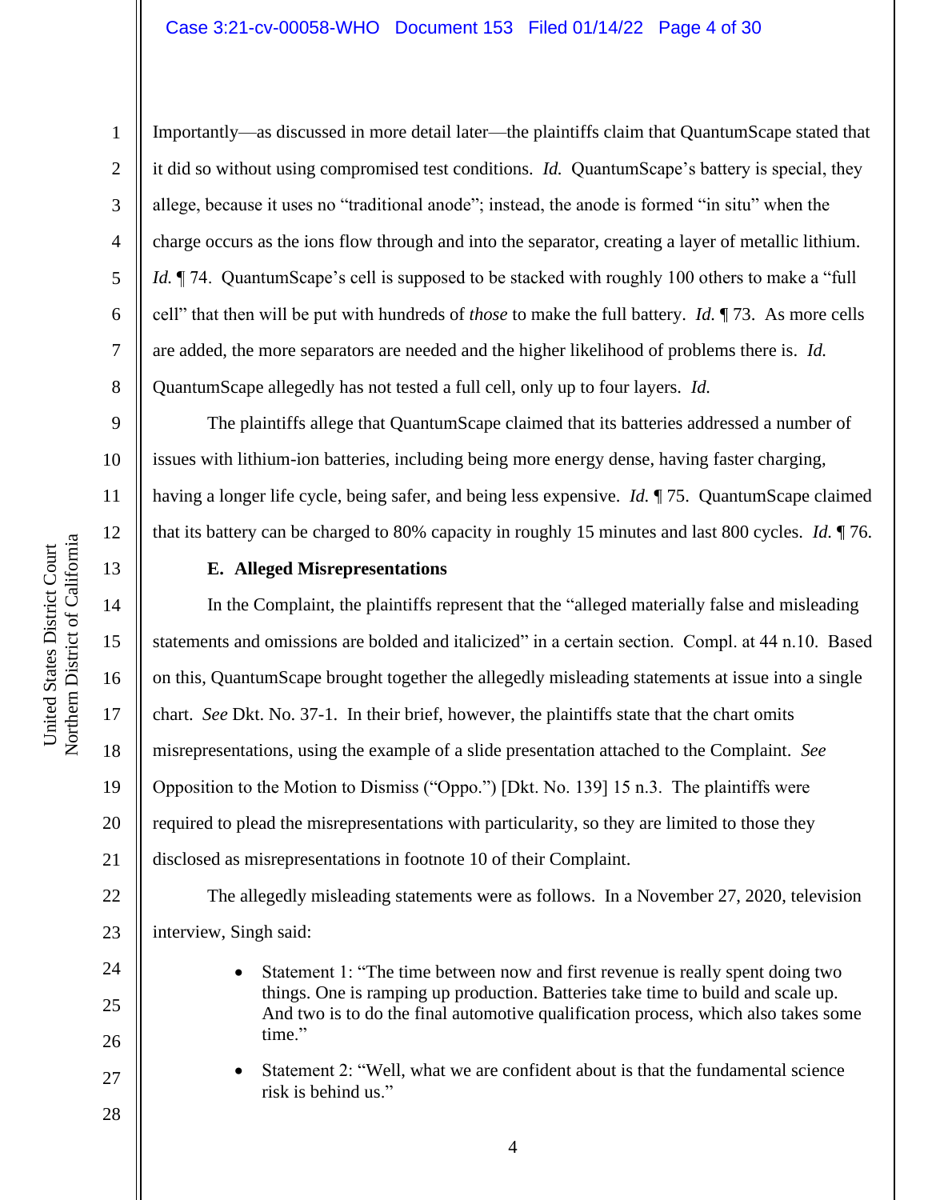Importantly—as discussed in more detail later—the plaintiffs claim that QuantumScape stated that it did so without using compromised test conditions. *Id.* QuantumScape's battery is special, they allege, because it uses no "traditional anode"; instead, the anode is formed "in situ" when the charge occurs as the ions flow through and into the separator, creating a layer of metallic lithium. *Id.* ¶ 74. QuantumScape's cell is supposed to be stacked with roughly 100 others to make a "full cell" that then will be put with hundreds of *those* to make the full battery. *Id.* ¶ 73. As more cells are added, the more separators are needed and the higher likelihood of problems there is. *Id.* QuantumScape allegedly has not tested a full cell, only up to four layers. *Id.*

The plaintiffs allege that QuantumScape claimed that its batteries addressed a number of issues with lithium-ion batteries, including being more energy dense, having faster charging, having a longer life cycle, being safer, and being less expensive. *Id.* ¶ 75. QuantumScape claimed that its battery can be charged to 80% capacity in roughly 15 minutes and last 800 cycles. *Id.* ¶ 76.

**E. Alleged Misrepresentations**

In the Complaint, the plaintiffs represent that the "alleged materially false and misleading statements and omissions are bolded and italicized" in a certain section. Compl. at 44 n.10. Based on this, QuantumScape brought together the allegedly misleading statements at issue into a single chart. *See* Dkt. No. 37-1. In their brief, however, the plaintiffs state that the chart omits misrepresentations, using the example of a slide presentation attached to the Complaint. *See* Opposition to the Motion to Dismiss ("Oppo.") [Dkt. No. 139] 15 n.3. The plaintiffs were required to plead the misrepresentations with particularity, so they are limited to those they disclosed as misrepresentations in footnote 10 of their Complaint.

The allegedly misleading statements were as follows. In a November 27, 2020, television interview, Singh said:

- Statement 1: "The time between now and first revenue is really spent doing two things. One is ramping up production. Batteries take time to build and scale up. And two is to do the final automotive qualification process, which also takes some time."
- Statement 2: "Well, what we are confident about is that the fundamental science risk is behind us."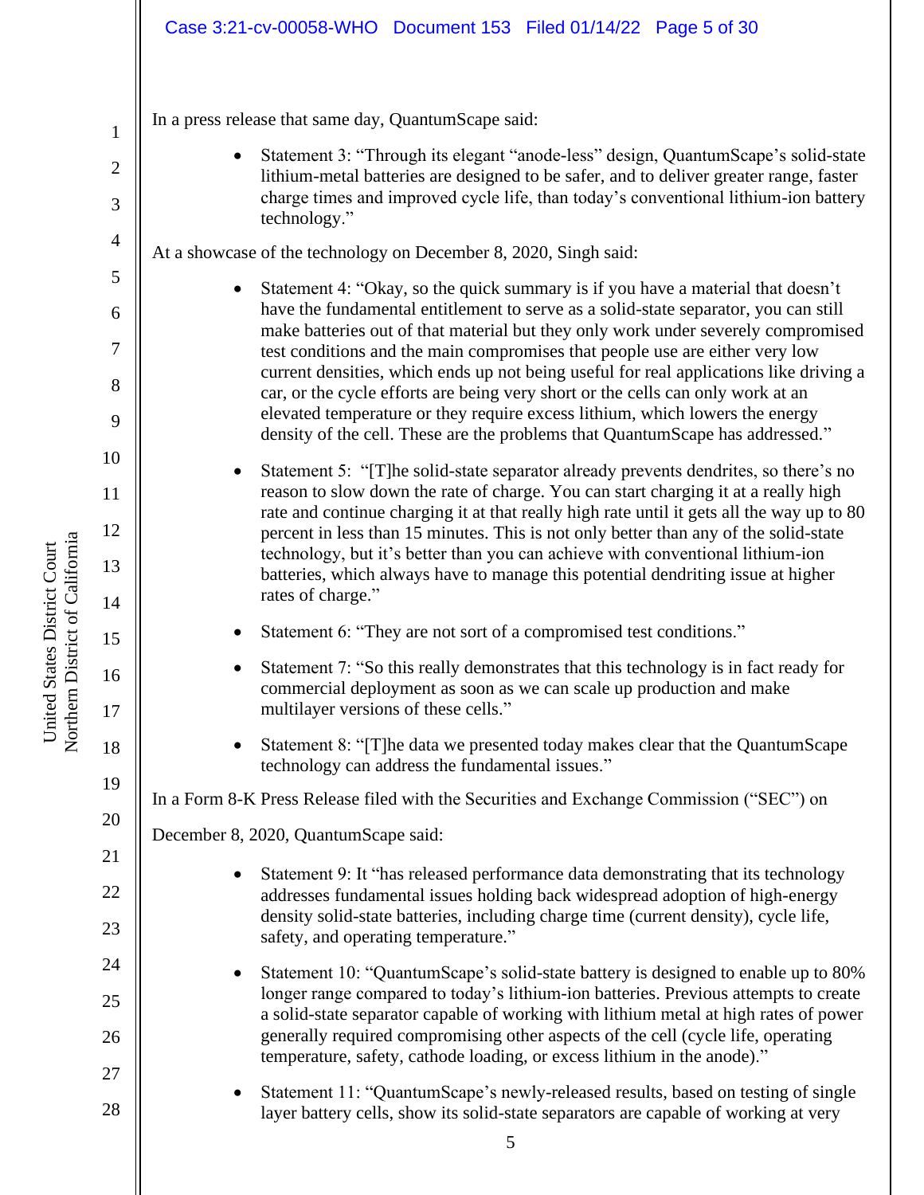In a press release that same day, QuantumScape said:

- Statement 3: "Through its elegant "anode-less" design, QuantumScape's solid-state lithium-metal batteries are designed to be safer, and to deliver greater range, faster charge times and improved cycle life, than today's conventional lithium-ion battery technology."

At a showcase of the technology on December 8, 2020, Singh said:

- Statement 4: "Okay, so the quick summary is if you have a material that doesn't have the fundamental entitlement to serve as a solid-state separator, you can still make batteries out of that material but they only work under severely compromised test conditions and the main compromises that people use are either very low current densities, which ends up not being useful for real applications like driving a car, or the cycle efforts are being very short or the cells can only work at an elevated temperature or they require excess lithium, which lowers the energy density of the cell. These are the problems that QuantumScape has addressed."

- Statement 5: "[T]he solid-state separator already prevents dendrites, so there's no reason to slow down the rate of charge. You can start charging it at a really high rate and continue charging it at that really high rate until it gets all the way up to 80 percent in less than 15 minutes. This is not only better than any of the solid-state technology, but it's better than you can achieve with conventional lithium-ion batteries, which always have to manage this potential dendriting issue at higher rates of charge."

- Statement 6: "They are not sort of a compromised test conditions."

- Statement 7: "So this really demonstrates that this technology is in fact ready for commercial deployment as soon as we can scale up production and make multilayer versions of these cells."

- Statement 8: "[T]he data we presented today makes clear that the QuantumScape technology can address the fundamental issues."

In a Form 8-K Press Release filed with the Securities and Exchange Commission ("SEC") on December 8, 2020, QuantumScape said:

- Statement 9: It "has released performance data demonstrating that its technology addresses fundamental issues holding back widespread adoption of high-energy density solid-state batteries, including charge time (current density), cycle life, safety, and operating temperature."

- Statement 10: "QuantumScape's solid-state battery is designed to enable up to 80% longer range compared to today's lithium-ion batteries. Previous attempts to create a solid-state separator capable of working with lithium metal at high rates of power generally required compromising other aspects of the cell (cycle life, operating temperature, safety, cathode loading, or excess lithium in the anode)."

- Statement 11: "QuantumScape's newly-released results, based on testing of single layer battery cells, show its solid-state separators are capable of working at very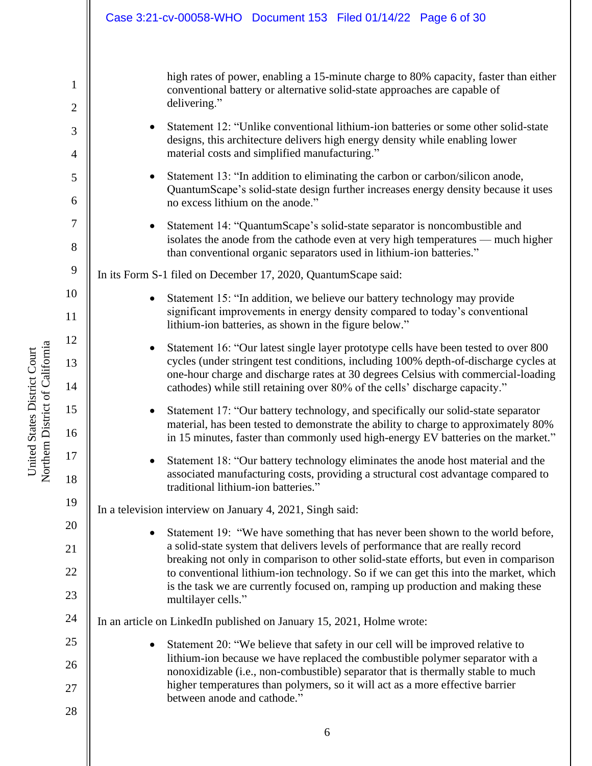high rates of power, enabling a 15-minute charge to 80% capacity, faster than either conventional battery or alternative solid-state approaches are capable of delivering."

- Statement 12: "Unlike conventional lithium-ion batteries or some other solid-state designs, this architecture delivers high energy density while enabling lower material costs and simplified manufacturing."
- Statement 13: "In addition to eliminating the carbon or carbon/silicon anode, QuantumScape's solid-state design further increases energy density because it uses no excess lithium on the anode."
- Statement 14: "QuantumScape's solid-state separator is noncombustible and isolates the anode from the cathode even at very high temperatures — much higher than conventional organic separators used in lithium-ion batteries."

In its Form S-1 filed on December 17, 2020, QuantumScape said:

- Statement 15: "In addition, we believe our battery technology may provide significant improvements in energy density compared to today's conventional lithium-ion batteries, as shown in the figure below."
- Statement 16: "Our latest single layer prototype cells have been tested to over 800 cycles (under stringent test conditions, including 100% depth-of-discharge cycles at one-hour charge and discharge rates at 30 degrees Celsius with commercial-loading cathodes) while still retaining over 80% of the cells' discharge capacity."
- Statement 17: "Our battery technology, and specifically our solid-state separator material, has been tested to demonstrate the ability to charge to approximately 80% in 15 minutes, faster than commonly used high-energy EV batteries on the market."
- Statement 18: "Our battery technology eliminates the anode host material and the associated manufacturing costs, providing a structural cost advantage compared to traditional lithium-ion batteries."

In a television interview on January 4, 2021, Singh said:

- Statement 19: "We have something that has never been shown to the world before, a solid-state system that delivers levels of performance that are really record breaking not only in comparison to other solid-state efforts, but even in comparison to conventional lithium-ion technology. So if we can get this into the market, which is the task we are currently focused on, ramping up production and making these multilayer cells."

In an article on LinkedIn published on January 15, 2021, Holme wrote:

- Statement 20: "We believe that safety in our cell will be improved relative to lithium-ion because we have replaced the combustible polymer separator with a nonoxidizable (i.e., non-combustible) separator that is thermally stable to much higher temperatures than polymers, so it will act as a more effective barrier between anode and cathode."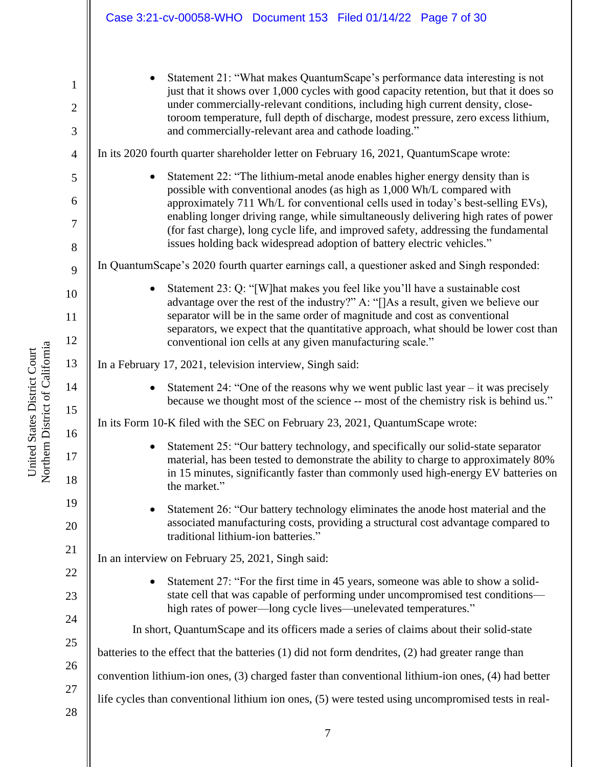- Statement 21: "What makes QuantumScape's performance data interesting is not just that it shows over 1,000 cycles with good capacity retention, but that it does so under commercially-relevant conditions, including high current density, close-toroom temperature, full depth of discharge, modest pressure, zero excess lithium, and commercially-relevant area and cathode loading."

In its 2020 fourth quarter shareholder letter on February 16, 2021, QuantumScape wrote:

- Statement 22: "The lithium-metal anode enables higher energy density than is possible with conventional anodes (as high as 1,000 Wh/L compared with approximately 711 Wh/L for conventional cells used in today's best-selling EVs), enabling longer driving range, while simultaneously delivering high rates of power (for fast charge), long cycle life, and improved safety, addressing the fundamental issues holding back widespread adoption of battery electric vehicles."

In QuantumScape's 2020 fourth quarter earnings call, a questioner asked and Singh responded:

- Statement 23: Q: "[W]hat makes you feel like you'll have a sustainable cost advantage over the rest of the industry?" A: "[]As a result, given we believe our separator will be in the same order of magnitude and cost as conventional separators, we expect that the quantitative approach, what should be lower cost than conventional ion cells at any given manufacturing scale."

In a February 17, 2021, television interview, Singh said:

- Statement 24: "One of the reasons why we went public last year – it was precisely because we thought most of the science -- most of the chemistry risk is behind us."

In its Form 10-K filed with the SEC on February 23, 2021, QuantumScape wrote:

- Statement 25: "Our battery technology, and specifically our solid-state separator material, has been tested to demonstrate the ability to charge to approximately 80% in 15 minutes, significantly faster than commonly used high-energy EV batteries on the market."

- Statement 26: "Our battery technology eliminates the anode host material and the associated manufacturing costs, providing a structural cost advantage compared to traditional lithium-ion batteries."

In an interview on February 25, 2021, Singh said:

- Statement 27: "For the first time in 45 years, someone was able to show a solid-state cell that was capable of performing under uncompromised test conditions—high rates of power—long cycle lives—unelevated temperatures."

In short, QuantumScape and its officers made a series of claims about their solid-state batteries to the effect that the batteries (1) did not form dendrites, (2) had greater range than convention lithium-ion ones, (3) charged faster than conventional lithium-ion ones, (4) had better life cycles than conventional lithium ion ones, (5) were tested using uncompromised tests in real-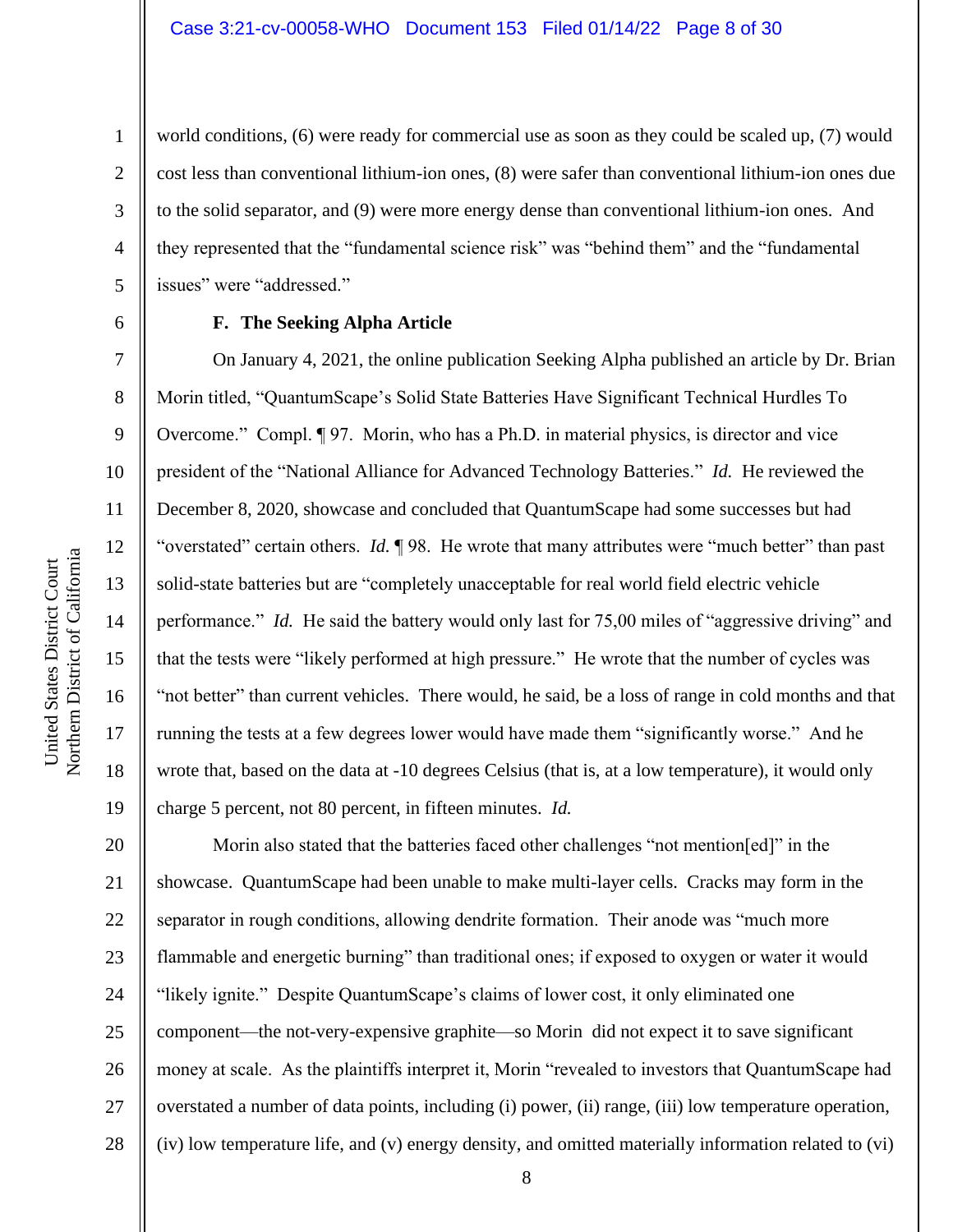world conditions, (6) were ready for commercial use as soon as they could be scaled up, (7) would cost less than conventional lithium-ion ones, (8) were safer than conventional lithium-ion ones due to the solid separator, and (9) were more energy dense than conventional lithium-ion ones. And they represented that the "fundamental science risk" was "behind them" and the "fundamental issues" were "addressed."

### F. The Seeking Alpha Article

On January 4, 2021, the online publication Seeking Alpha published an article by Dr. Brian Morin titled, "QuantumScape's Solid State Batteries Have Significant Technical Hurdles To Overcome." Compl. ¶ 97. Morin, who has a Ph.D. in material physics, is director and vice president of the "National Alliance for Advanced Technology Batteries." *Id.* He reviewed the December 8, 2020, showcase and concluded that QuantumScape had some successes but had "overstated" certain others. *Id.* ¶ 98. He wrote that many attributes were "much better" than past solid-state batteries but are "completely unacceptable for real world field electric vehicle performance." *Id.* He said the battery would only last for 75,00 miles of "aggressive driving" and that the tests were "likely performed at high pressure." He wrote that the number of cycles was "not better" than current vehicles. There would, he said, be a loss of range in cold months and that running the tests at a few degrees lower would have made them "significantly worse." And he wrote that, based on the data at -10 degrees Celsius (that is, at a low temperature), it would only charge 5 percent, not 80 percent, in fifteen minutes. *Id.*

Morin also stated that the batteries faced other challenges "not mention[ed]" in the showcase. QuantumScape had been unable to make multi-layer cells. Cracks may form in the separator in rough conditions, allowing dendrite formation. Their anode was "much more flammable and energetic burning" than traditional ones; if exposed to oxygen or water it would "likely ignite." Despite QuantumScape's claims of lower cost, it only eliminated one component—the not-very-expensive graphite—so Morin did not expect it to save significant money at scale. As the plaintiffs interpret it, Morin "revealed to investors that QuantumScape had overstated a number of data points, including (i) power, (ii) range, (iii) low temperature operation, (iv) low temperature life, and (v) energy density, and omitted materially information related to (vi)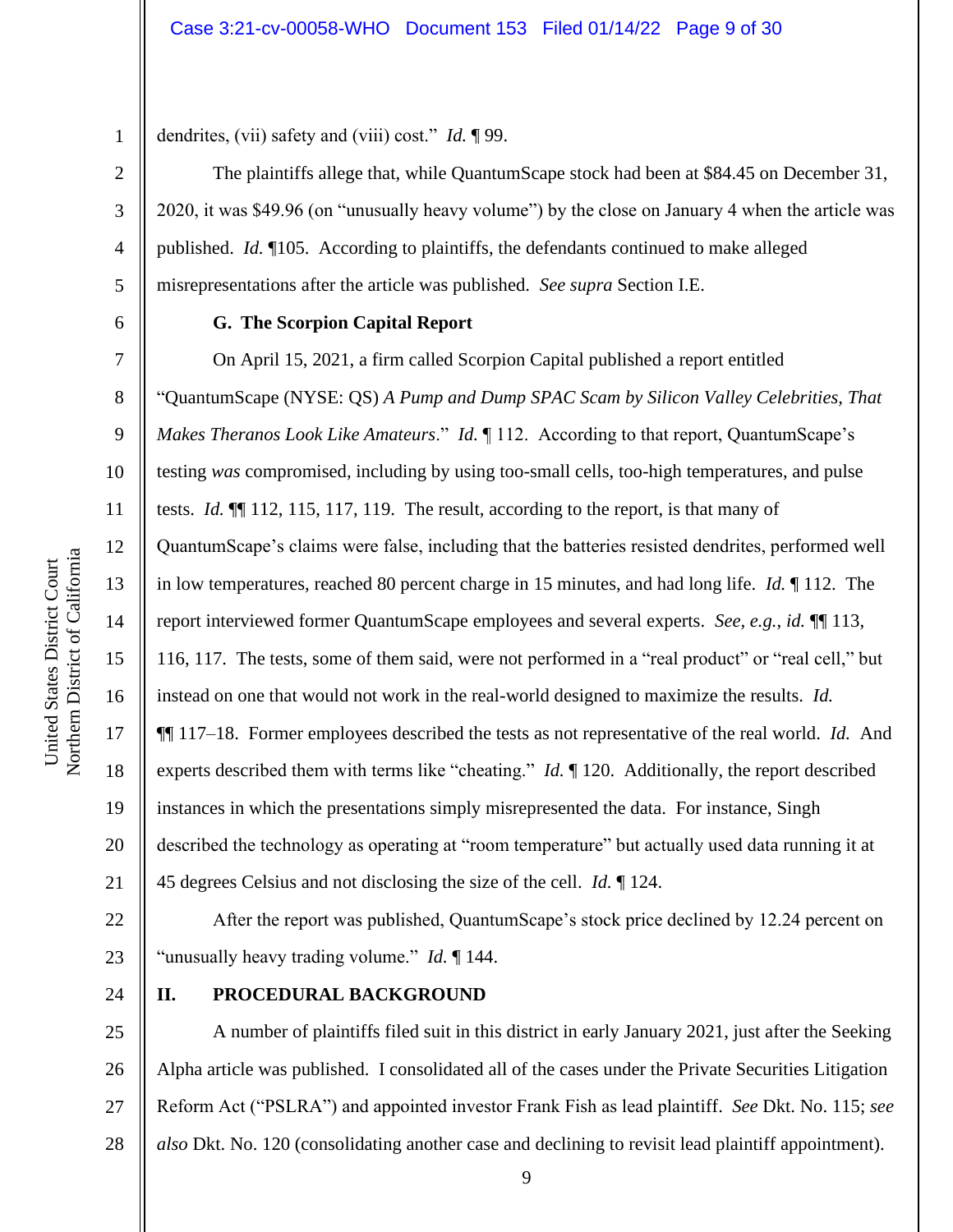dendrites, (vii) safety and (viii) cost." *Id.* ¶ 99.

The plaintiffs allege that, while QuantumScape stock had been at $84.45 on December 31, 2020, it was $49.96 (on "unusually heavy volume") by the close on January 4 when the article was published. *Id.* ¶105. According to plaintiffs, the defendants continued to make alleged misrepresentations after the article was published. *See supra* Section I.E.

### G. The Scorpion Capital Report

On April 15, 2021, a firm called Scorpion Capital published a report entitled "QuantumScape (NYSE: QS) *A Pump and Dump SPAC Scam by Silicon Valley Celebrities, That Makes Theranos Look Like Amateurs*." *Id.* ¶ 112. According to that report, QuantumScape's testing *was* compromised, including by using too-small cells, too-high temperatures, and pulse tests. *Id.* ¶¶ 112, 115, 117, 119. The result, according to the report, is that many of QuantumScape's claims were false, including that the batteries resisted dendrites, performed well in low temperatures, reached 80 percent charge in 15 minutes, and had long life. *Id.* ¶ 112. The report interviewed former QuantumScape employees and several experts. *See, e.g.*, *id.* ¶¶ 113, 116, 117. The tests, some of them said, were not performed in a "real product" or "real cell," but instead on one that would not work in the real-world designed to maximize the results. *Id.* ¶¶ 117–18. Former employees described the tests as not representative of the real world. *Id.* And experts described them with terms like "cheating." *Id.* ¶ 120. Additionally, the report described instances in which the presentations simply misrepresented the data. For instance, Singh described the technology as operating at "room temperature" but actually used data running it at 45 degrees Celsius and not disclosing the size of the cell. *Id.* ¶ 124.

After the report was published, QuantumScape's stock price declined by 12.24 percent on "unusually heavy trading volume." *Id.* ¶ 144.

## II. PROCEDURAL BACKGROUND

A number of plaintiffs filed suit in this district in early January 2021, just after the Seeking Alpha article was published. I consolidated all of the cases under the Private Securities Litigation Reform Act ("PSLRA") and appointed investor Frank Fish as lead plaintiff. *See* Dkt. No. 115; *see also* Dkt. No. 120 (consolidating another case and declining to revisit lead plaintiff appointment).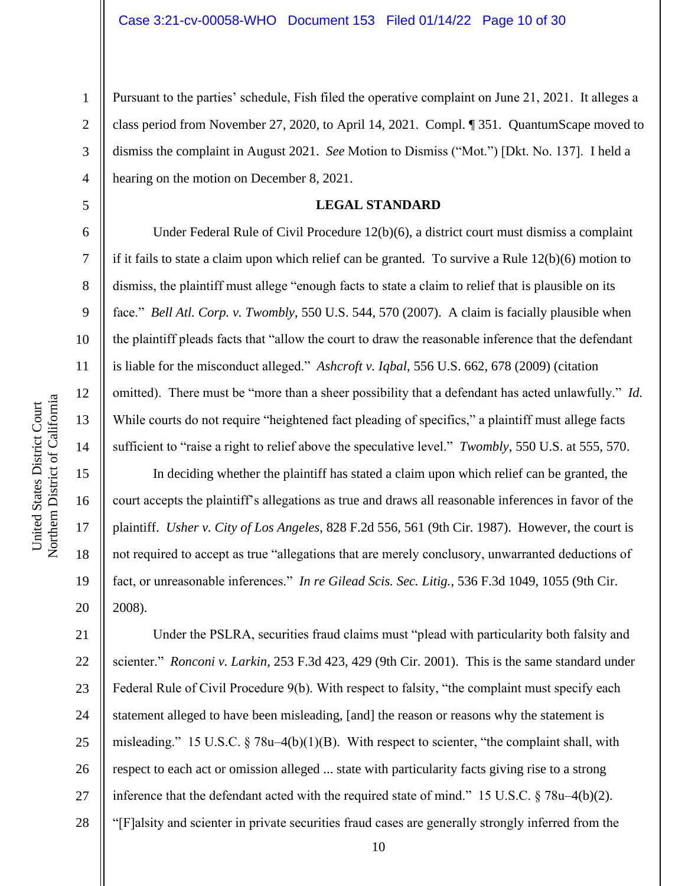Pursuant to the parties' schedule, Fish filed the operative complaint on June 21, 2021. It alleges a class period from November 27, 2020, to April 14, 2021. Compl. ¶ 351. QuantumScape moved to dismiss the complaint in August 2021. *See* Motion to Dismiss ("Mot.") [Dkt. No. 137]. I held a hearing on the motion on December 8, 2021.

## LEGAL STANDARD

Under Federal Rule of Civil Procedure 12(b)(6), a district court must dismiss a complaint if it fails to state a claim upon which relief can be granted. To survive a Rule 12(b)(6) motion to dismiss, the plaintiff must allege "enough facts to state a claim to relief that is plausible on its face." *Bell Atl. Corp. v. Twombly*, 550 U.S. 544, 570 (2007). A claim is facially plausible when the plaintiff pleads facts that "allow the court to draw the reasonable inference that the defendant is liable for the misconduct alleged." *Ashcroft v. Iqbal*, 556 U.S. 662, 678 (2009) (citation omitted). There must be "more than a sheer possibility that a defendant has acted unlawfully." *Id.* While courts do not require "heightened fact pleading of specifics," a plaintiff must allege facts sufficient to "raise a right to relief above the speculative level." *Twombly*, 550 U.S. at 555, 570.

In deciding whether the plaintiff has stated a claim upon which relief can be granted, the court accepts the plaintiff's allegations as true and draws all reasonable inferences in favor of the plaintiff. *Usher v. City of Los Angeles*, 828 F.2d 556, 561 (9th Cir. 1987). However, the court is not required to accept as true "allegations that are merely conclusory, unwarranted deductions of fact, or unreasonable inferences." *In re Gilead Scis. Sec. Litig.*, 536 F.3d 1049, 1055 (9th Cir. 2008).

Under the PSLRA, securities fraud claims must "plead with particularity both falsity and scienter." *Ronconi v. Larkin*, 253 F.3d 423, 429 (9th Cir. 2001). This is the same standard under Federal Rule of Civil Procedure 9(b). With respect to falsity, "the complaint must specify each statement alleged to have been misleading, [and] the reason or reasons why the statement is misleading." 15 U.S.C. § 78u–4(b)(1)(B). With respect to scienter, "the complaint shall, with respect to each act or omission alleged ... state with particularity facts giving rise to a strong inference that the defendant acted with the required state of mind." 15 U.S.C. § 78u–4(b)(2). "[F]alsity and scienter in private securities fraud cases are generally strongly inferred from the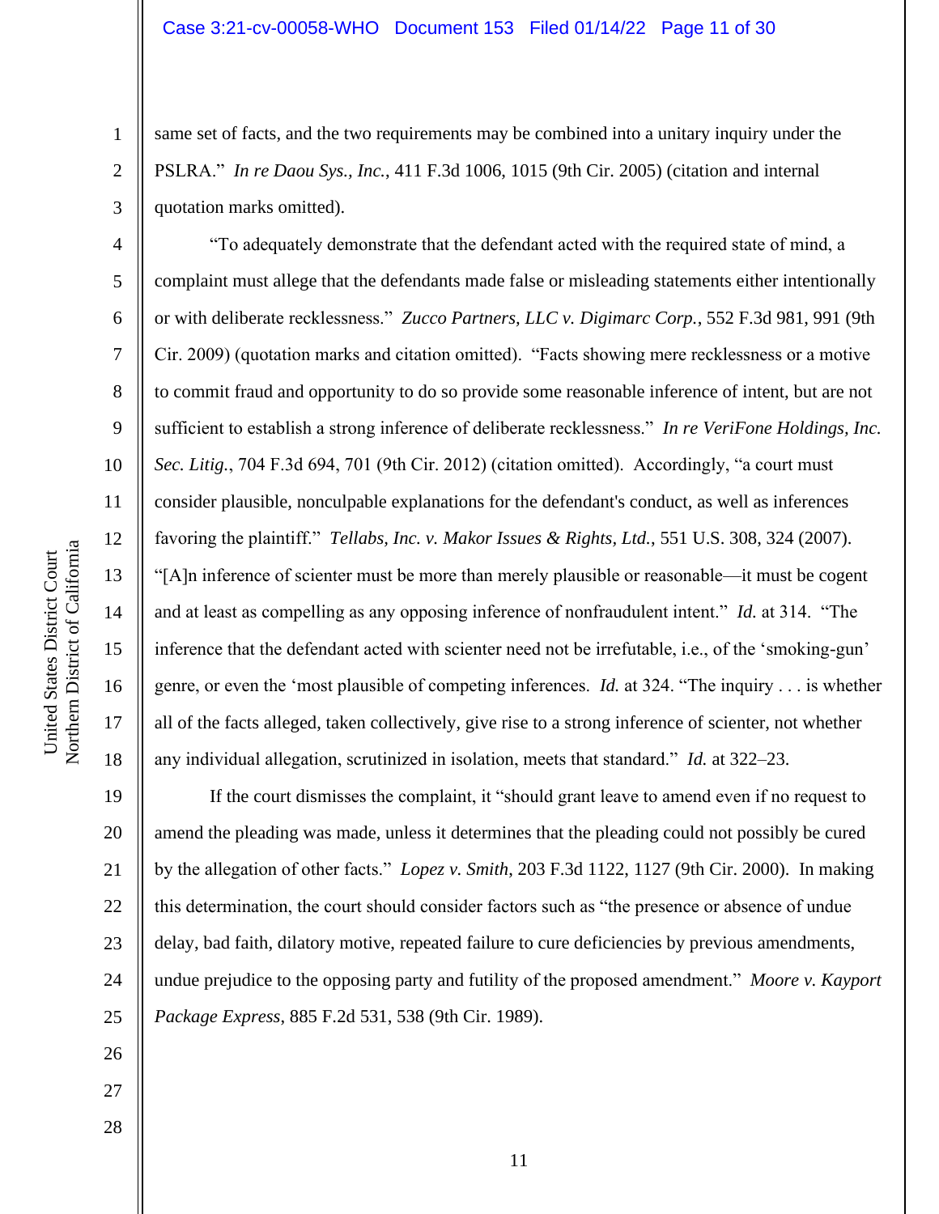same set of facts, and the two requirements may be combined into a unitary inquiry under the PSLRA." *In re Daou Sys., Inc.*, 411 F.3d 1006, 1015 (9th Cir. 2005) (citation and internal quotation marks omitted).

"To adequately demonstrate that the defendant acted with the required state of mind, a complaint must allege that the defendants made false or misleading statements either intentionally or with deliberate recklessness." *Zucco Partners, LLC v. Digimarc Corp.*, 552 F.3d 981, 991 (9th Cir. 2009) (quotation marks and citation omitted). "Facts showing mere recklessness or a motive to commit fraud and opportunity to do so provide some reasonable inference of intent, but are not sufficient to establish a strong inference of deliberate recklessness." *In re VeriFone Holdings, Inc. Sec. Litig.*, 704 F.3d 694, 701 (9th Cir. 2012) (citation omitted). Accordingly, "a court must consider plausible, nonculpable explanations for the defendant's conduct, as well as inferences favoring the plaintiff." *Tellabs, Inc. v. Makor Issues & Rights, Ltd.*, 551 U.S. 308, 324 (2007). "[A]n inference of scienter must be more than merely plausible or reasonable—it must be cogent and at least as compelling as any opposing inference of nonfraudulent intent." *Id.* at 314. "The inference that the defendant acted with scienter need not be irrefutable, i.e., of the 'smoking-gun' genre, or even the 'most plausible of competing inferences. *Id.* at 324. "The inquiry . . . is whether all of the facts alleged, taken collectively, give rise to a strong inference of scienter, not whether any individual allegation, scrutinized in isolation, meets that standard." *Id.* at 322–23.

If the court dismisses the complaint, it "should grant leave to amend even if no request to amend the pleading was made, unless it determines that the pleading could not possibly be cured by the allegation of other facts." *Lopez v. Smith*, 203 F.3d 1122, 1127 (9th Cir. 2000). In making this determination, the court should consider factors such as "the presence or absence of undue delay, bad faith, dilatory motive, repeated failure to cure deficiencies by previous amendments, undue prejudice to the opposing party and futility of the proposed amendment." *Moore v. Kayport Package Express*, 885 F.2d 531, 538 (9th Cir. 1989).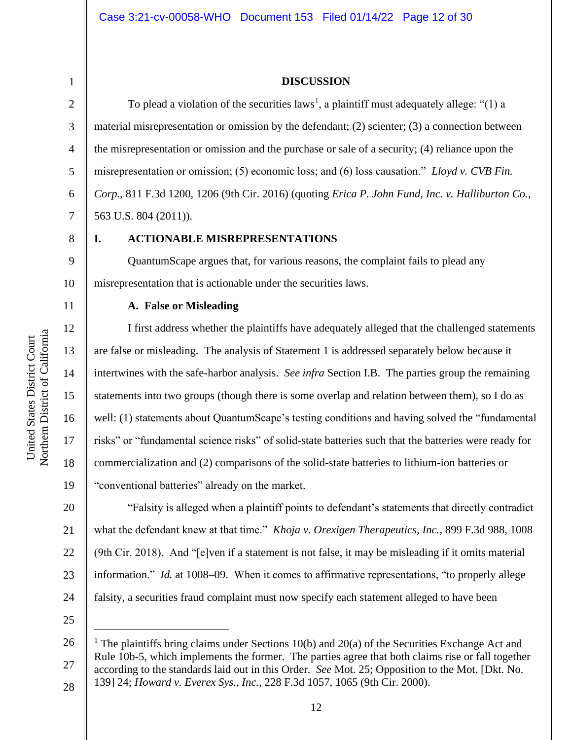## DISCUSSION

To plead a violation of the securities laws[1], a plaintiff must adequately allege: "(1) a material misrepresentation or omission by the defendant; (2) scienter; (3) a connection between the misrepresentation or omission and the purchase or sale of a security; (4) reliance upon the misrepresentation or omission; (5) economic loss; and (6) loss causation." *Lloyd v. CVB Fin. Corp.*, 811 F.3d 1200, 1206 (9th Cir. 2016) (quoting *Erica P. John Fund, Inc. v. Halliburton Co.*, 563 U.S. 804 (2011)).

### I. ACTIONABLE MISREPRESENTATIONS

QuantumScape argues that, for various reasons, the complaint fails to plead any misrepresentation that is actionable under the securities laws.

#### A. False or Misleading

I first address whether the plaintiffs have adequately alleged that the challenged statements are false or misleading. The analysis of Statement 1 is addressed separately below because it intertwines with the safe-harbor analysis. *See infra* Section I.B. The parties group the remaining statements into two groups (though there is some overlap and relation between them), so I do as well: (1) statements about QuantumScape's testing conditions and having solved the "fundamental risks" or "fundamental science risks" of solid-state batteries such that the batteries were ready for commercialization and (2) comparisons of the solid-state batteries to lithium-ion batteries or "conventional batteries" already on the market.

"Falsity is alleged when a plaintiff points to defendant's statements that directly contradict what the defendant knew at that time." *Khoja v. Orexigen Therapeutics, Inc.*, 899 F.3d 988, 1008 (9th Cir. 2018). And "[e]ven if a statement is not false, it may be misleading if it omits material information." *Id.* at 1008–09. When it comes to affirmative representations, "to properly allege falsity, a securities fraud complaint must now specify each statement alleged to have been

---

[1] The plaintiffs bring claims under Sections 10(b) and 20(a) of the Securities Exchange Act and Rule 10b-5, which implements the former. The parties agree that both claims rise or fall together according to the standards laid out in this Order. *See* Mot. 25; Opposition to the Mot. [Dkt. No. 139] 24; *Howard v. Everex Sys., Inc.*, 228 F.3d 1057, 1065 (9th Cir. 2000).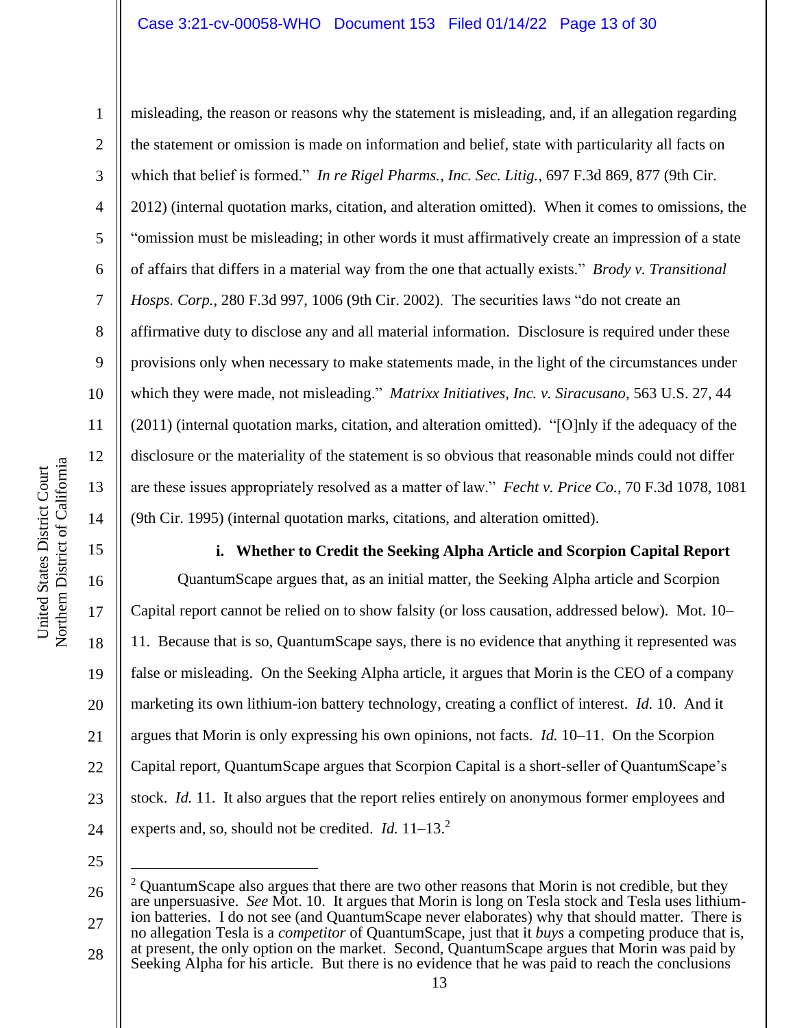misleading, the reason or reasons why the statement is misleading, and, if an allegation regarding the statement or omission is made on information and belief, state with particularity all facts on which that belief is formed." *In re Rigel Pharms., Inc. Sec. Litig.*, 697 F.3d 869, 877 (9th Cir. 2012) (internal quotation marks, citation, and alteration omitted). When it comes to omissions, the "omission must be misleading; in other words it must affirmatively create an impression of a state of affairs that differs in a material way from the one that actually exists." *Brody v. Transitional Hosps. Corp.*, 280 F.3d 997, 1006 (9th Cir. 2002). The securities laws "do not create an affirmative duty to disclose any and all material information. Disclosure is required under these provisions only when necessary to make statements made, in the light of the circumstances under which they were made, not misleading." *Matrixx Initiatives, Inc. v. Siracusano*, 563 U.S. 27, 44 (2011) (internal quotation marks, citation, and alteration omitted). "[O]nly if the adequacy of the disclosure or the materiality of the statement is so obvious that reasonable minds could not differ are these issues appropriately resolved as a matter of law." *Fecht v. Price Co.*, 70 F.3d 1078, 1081 (9th Cir. 1995) (internal quotation marks, citations, and alteration omitted).

**i. Whether to Credit the Seeking Alpha Article and Scorpion Capital Report**

QuantumScape argues that, as an initial matter, the Seeking Alpha article and Scorpion Capital report cannot be relied on to show falsity (or loss causation, addressed below). Mot. 10–11. Because that is so, QuantumScape says, there is no evidence that anything it represented was false or misleading. On the Seeking Alpha article, it argues that Morin is the CEO of a company marketing its own lithium-ion battery technology, creating a conflict of interest. *Id.* 10. And it argues that Morin is only expressing his own opinions, not facts. *Id.* 10–11. On the Scorpion Capital report, QuantumScape argues that Scorpion Capital is a short-seller of QuantumScape's stock. *Id.* 11. It also argues that the report relies entirely on anonymous former employees and experts and, so, should not be credited. *Id.* 11–13.[2]

[2] QuantumScape also argues that there are two other reasons that Morin is not credible, but they are unpersuasive. *See* Mot. 10. It argues that Morin is long on Tesla stock and Tesla uses lithium-ion batteries. I do not see (and QuantumScape never elaborates) why that should matter. There is no allegation Tesla is a *competitor* of QuantumScape, just that it *buys* a competing produce that is, at present, the only option on the market. Second, QuantumScape argues that Morin was paid by Seeking Alpha for his article. But there is no evidence that he was paid to reach the conclusions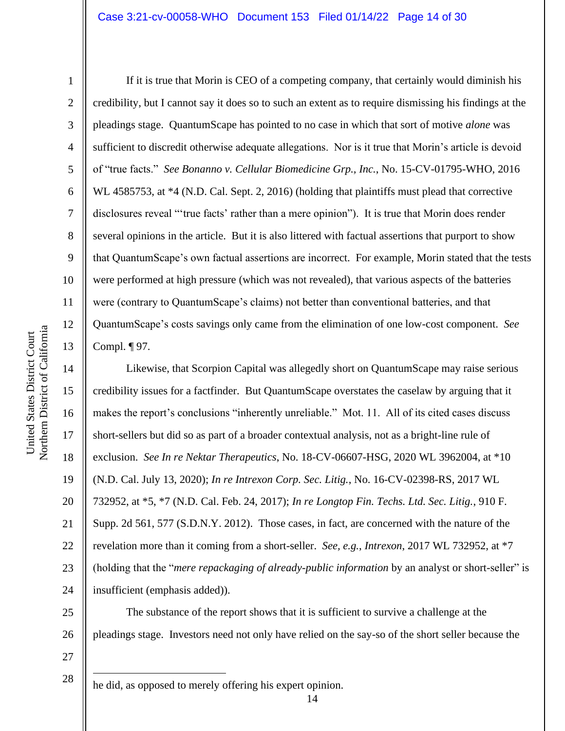If it is true that Morin is CEO of a competing company, that certainly would diminish his credibility, but I cannot say it does so to such an extent as to require dismissing his findings at the pleadings stage. QuantumScape has pointed to no case in which that sort of motive *alone* was sufficient to discredit otherwise adequate allegations. Nor is it true that Morin's article is devoid of "true facts." *See Bonanno v. Cellular Biomedicine Grp., Inc.*, No. 15-CV-01795-WHO, 2016 WL 4585753, at *4 (N.D. Cal. Sept. 2, 2016) (holding that plaintiffs must plead that corrective disclosures reveal "'true facts' rather than a mere opinion"). It is true that Morin does render several opinions in the article. But it is also littered with factual assertions that purport to show that QuantumScape's own factual assertions are incorrect. For example, Morin stated that the tests were performed at high pressure (which was not revealed), that various aspects of the batteries were (contrary to QuantumScape's claims) not better than conventional batteries, and that QuantumScape's costs savings only came from the elimination of one low-cost component. *See* Compl. ¶ 97.

Likewise, that Scorpion Capital was allegedly short on QuantumScape may raise serious credibility issues for a factfinder. But QuantumScape overstates the caselaw by arguing that it makes the report's conclusions "inherently unreliable." Mot. 11. All of its cited cases discuss short-sellers but did so as part of a broader contextual analysis, not as a bright-line rule of exclusion. *See In re Nektar Therapeutics*, No. 18-CV-06607-HSG, 2020 WL 3962004, at *10 (N.D. Cal. July 13, 2020); *In re Intrexon Corp. Sec. Litig.*, No. 16-CV-02398-RS, 2017 WL 732952, at *5, *7 (N.D. Cal. Feb. 24, 2017); *In re Longtop Fin. Techs. Ltd. Sec. Litig.*, 910 F. Supp. 2d 561, 577 (S.D.N.Y. 2012). Those cases, in fact, are concerned with the nature of the revelation more than it coming from a short-seller. *See, e.g.*, *Intrexon*, 2017 WL 732952, at *7 (holding that the "*mere repackaging of already-public information* by an analyst or short-seller" is insufficient (emphasis added)).

The substance of the report shows that it is sufficient to survive a challenge at the pleadings stage. Investors need not only have relied on the say-so of the short seller because the

---

he did, as opposed to merely offering his expert opinion.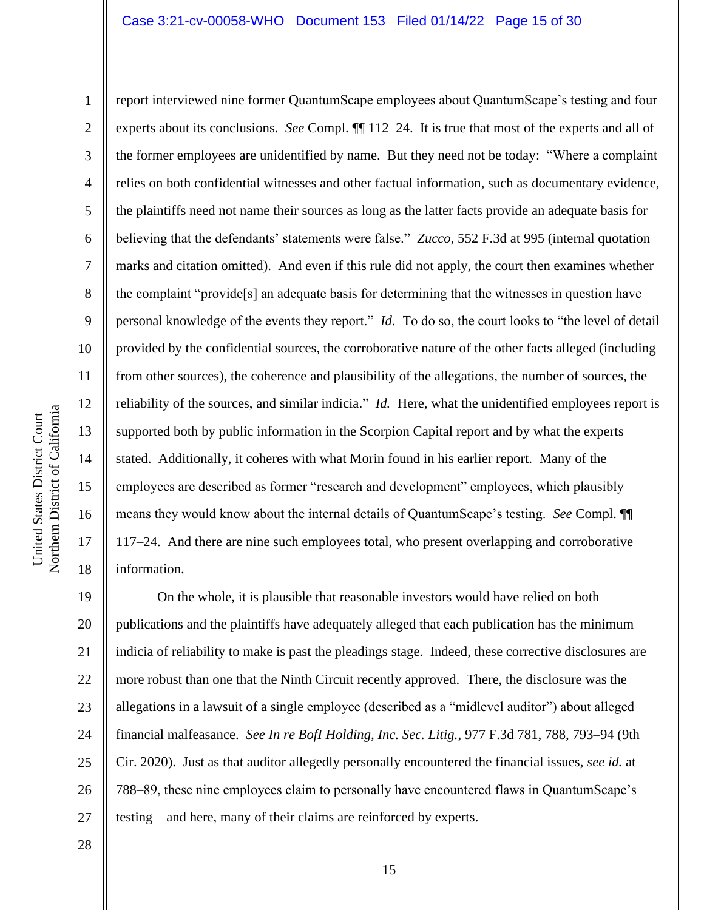report interviewed nine former QuantumScape employees about QuantumScape's testing and four experts about its conclusions. *See* Compl. ¶¶ 112–24. It is true that most of the experts and all of the former employees are unidentified by name. But they need not be today: "Where a complaint relies on both confidential witnesses and other factual information, such as documentary evidence, the plaintiffs need not name their sources as long as the latter facts provide an adequate basis for believing that the defendants' statements were false." *Zucco*, 552 F.3d at 995 (internal quotation marks and citation omitted). And even if this rule did not apply, the court then examines whether the complaint "provide[s] an adequate basis for determining that the witnesses in question have personal knowledge of the events they report." *Id.* To do so, the court looks to "the level of detail provided by the confidential sources, the corroborative nature of the other facts alleged (including from other sources), the coherence and plausibility of the allegations, the number of sources, the reliability of the sources, and similar indicia." *Id.* Here, what the unidentified employees report is supported both by public information in the Scorpion Capital report and by what the experts stated. Additionally, it coheres with what Morin found in his earlier report. Many of the employees are described as former "research and development" employees, which plausibly means they would know about the internal details of QuantumScape's testing. *See* Compl. ¶¶ 117–24. And there are nine such employees total, who present overlapping and corroborative information.

On the whole, it is plausible that reasonable investors would have relied on both publications and the plaintiffs have adequately alleged that each publication has the minimum indicia of reliability to make is past the pleadings stage. Indeed, these corrective disclosures are more robust than one that the Ninth Circuit recently approved. There, the disclosure was the allegations in a lawsuit of a single employee (described as a "midlevel auditor") about alleged financial malfeasance. *See In re BofI Holding, Inc. Sec. Litig.*, 977 F.3d 781, 788, 793–94 (9th Cir. 2020). Just as that auditor allegedly personally encountered the financial issues, *see id.* at 788–89, these nine employees claim to personally have encountered flaws in QuantumScape's testing—and here, many of their claims are reinforced by experts.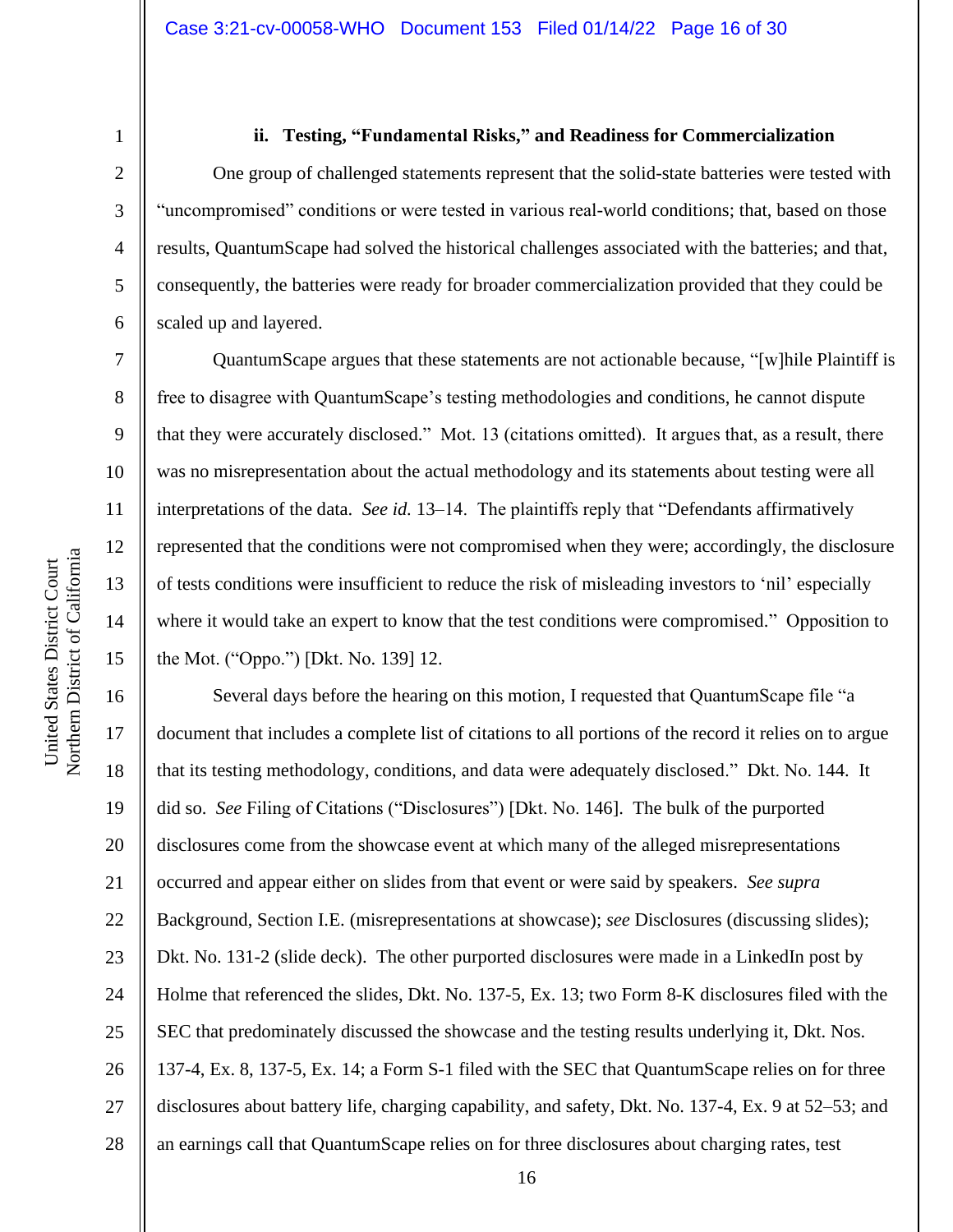### ii. Testing, "Fundamental Risks," and Readiness for Commercialization

One group of challenged statements represent that the solid-state batteries were tested with "uncompromised" conditions or were tested in various real-world conditions; that, based on those results, QuantumScape had solved the historical challenges associated with the batteries; and that, consequently, the batteries were ready for broader commercialization provided that they could be scaled up and layered.

QuantumScape argues that these statements are not actionable because, "[w]hile Plaintiff is free to disagree with QuantumScape's testing methodologies and conditions, he cannot dispute that they were accurately disclosed." Mot. 13 (citations omitted). It argues that, as a result, there was no misrepresentation about the actual methodology and its statements about testing were all interpretations of the data. *See id.* 13–14. The plaintiffs reply that "Defendants affirmatively represented that the conditions were not compromised when they were; accordingly, the disclosure of tests conditions were insufficient to reduce the risk of misleading investors to 'nil' especially where it would take an expert to know that the test conditions were compromised." Opposition to the Mot. ("Oppo.") [Dkt. No. 139] 12.

Several days before the hearing on this motion, I requested that QuantumScape file "a document that includes a complete list of citations to all portions of the record it relies on to argue that its testing methodology, conditions, and data were adequately disclosed." Dkt. No. 144. It did so. *See* Filing of Citations ("Disclosures") [Dkt. No. 146]. The bulk of the purported disclosures come from the showcase event at which many of the alleged misrepresentations occurred and appear either on slides from that event or were said by speakers. *See supra* Background, Section I.E. (misrepresentations at showcase); *see* Disclosures (discussing slides); Dkt. No. 131-2 (slide deck). The other purported disclosures were made in a LinkedIn post by Holme that referenced the slides, Dkt. No. 137-5, Ex. 13; two Form 8-K disclosures filed with the SEC that predominately discussed the showcase and the testing results underlying it, Dkt. Nos. 137-4, Ex. 8, 137-5, Ex. 14; a Form S-1 filed with the SEC that QuantumScape relies on for three disclosures about battery life, charging capability, and safety, Dkt. No. 137-4, Ex. 9 at 52–53; and an earnings call that QuantumScape relies on for three disclosures about charging rates, test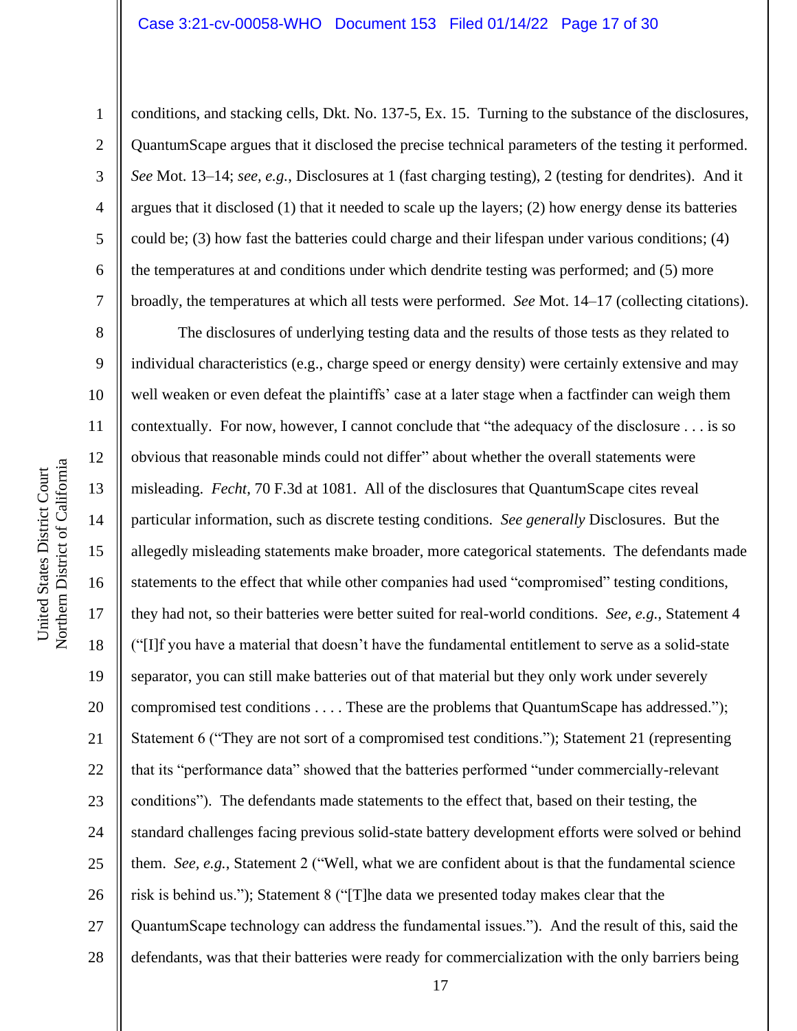conditions, and stacking cells, Dkt. No. 137-5, Ex. 15. Turning to the substance of the disclosures, QuantumScape argues that it disclosed the precise technical parameters of the testing it performed. *See* Mot. 13–14; *see, e.g.*, Disclosures at 1 (fast charging testing), 2 (testing for dendrites). And it argues that it disclosed (1) that it needed to scale up the layers; (2) how energy dense its batteries could be; (3) how fast the batteries could charge and their lifespan under various conditions; (4) the temperatures at and conditions under which dendrite testing was performed; and (5) more broadly, the temperatures at which all tests were performed. *See* Mot. 14–17 (collecting citations).

The disclosures of underlying testing data and the results of those tests as they related to individual characteristics (e.g., charge speed or energy density) were certainly extensive and may well weaken or even defeat the plaintiffs' case at a later stage when a factfinder can weigh them contextually. For now, however, I cannot conclude that "the adequacy of the disclosure . . . is so obvious that reasonable minds could not differ" about whether the overall statements were misleading. *Fecht*, 70 F.3d at 1081. All of the disclosures that QuantumScape cites reveal particular information, such as discrete testing conditions. *See generally* Disclosures. But the allegedly misleading statements make broader, more categorical statements. The defendants made statements to the effect that while other companies had used "compromised" testing conditions, they had not, so their batteries were better suited for real-world conditions. *See, e.g.*, Statement 4 ("[I]f you have a material that doesn't have the fundamental entitlement to serve as a solid-state separator, you can still make batteries out of that material but they only work under severely compromised test conditions . . . . These are the problems that QuantumScape has addressed."); Statement 6 ("They are not sort of a compromised test conditions."); Statement 21 (representing that its "performance data" showed that the batteries performed "under commercially-relevant conditions"). The defendants made statements to the effect that, based on their testing, the standard challenges facing previous solid-state battery development efforts were solved or behind them. *See, e.g.*, Statement 2 ("Well, what we are confident about is that the fundamental science risk is behind us."); Statement 8 ("[T]he data we presented today makes clear that the QuantumScape technology can address the fundamental issues."). And the result of this, said the defendants, was that their batteries were ready for commercialization with the only barriers being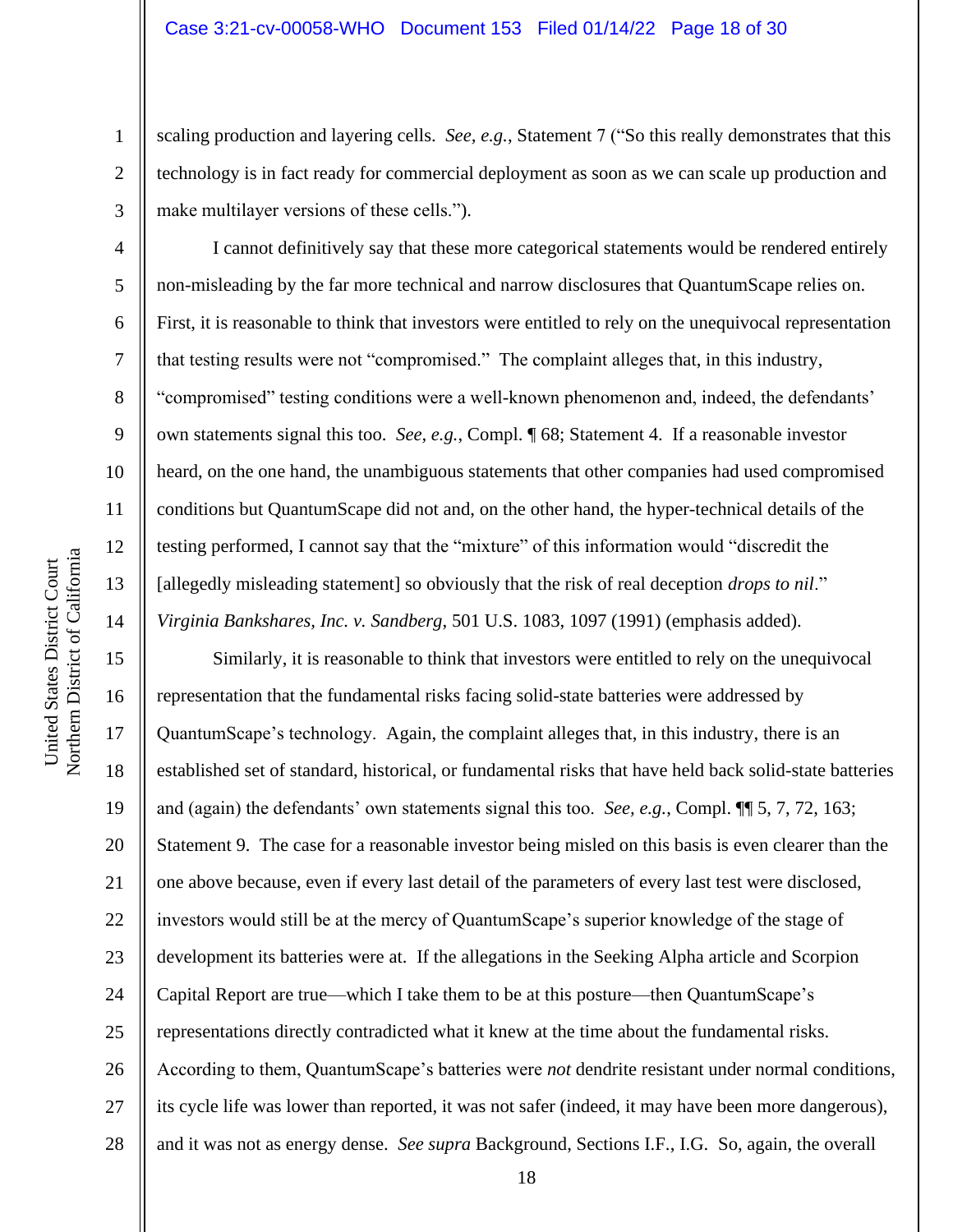scaling production and layering cells. *See, e.g.*, Statement 7 ("So this really demonstrates that this technology is in fact ready for commercial deployment as soon as we can scale up production and make multilayer versions of these cells.").

I cannot definitively say that these more categorical statements would be rendered entirely non-misleading by the far more technical and narrow disclosures that QuantumScape relies on. First, it is reasonable to think that investors were entitled to rely on the unequivocal representation that testing results were not "compromised." The complaint alleges that, in this industry, "compromised" testing conditions were a well-known phenomenon and, indeed, the defendants' own statements signal this too. *See, e.g.*, Compl. ¶ 68; Statement 4. If a reasonable investor heard, on the one hand, the unambiguous statements that other companies had used compromised conditions but QuantumScape did not and, on the other hand, the hyper-technical details of the testing performed, I cannot say that the "mixture" of this information would "discredit the [allegedly misleading statement] so obviously that the risk of real deception *drops to nil*." *Virginia Bankshares, Inc. v. Sandberg*, 501 U.S. 1083, 1097 (1991) (emphasis added).

Similarly, it is reasonable to think that investors were entitled to rely on the unequivocal representation that the fundamental risks facing solid-state batteries were addressed by QuantumScape's technology. Again, the complaint alleges that, in this industry, there is an established set of standard, historical, or fundamental risks that have held back solid-state batteries and (again) the defendants' own statements signal this too. *See, e.g.*, Compl. ¶¶ 5, 7, 72, 163; Statement 9. The case for a reasonable investor being misled on this basis is even clearer than the one above because, even if every last detail of the parameters of every last test were disclosed, investors would still be at the mercy of QuantumScape's superior knowledge of the stage of development its batteries were at. If the allegations in the Seeking Alpha article and Scorpion Capital Report are true—which I take them to be at this posture—then QuantumScape's representations directly contradicted what it knew at the time about the fundamental risks. According to them, QuantumScape's batteries were *not* dendrite resistant under normal conditions, its cycle life was lower than reported, it was not safer (indeed, it may have been more dangerous), and it was not as energy dense. *See supra* Background, Sections I.F., I.G. So, again, the overall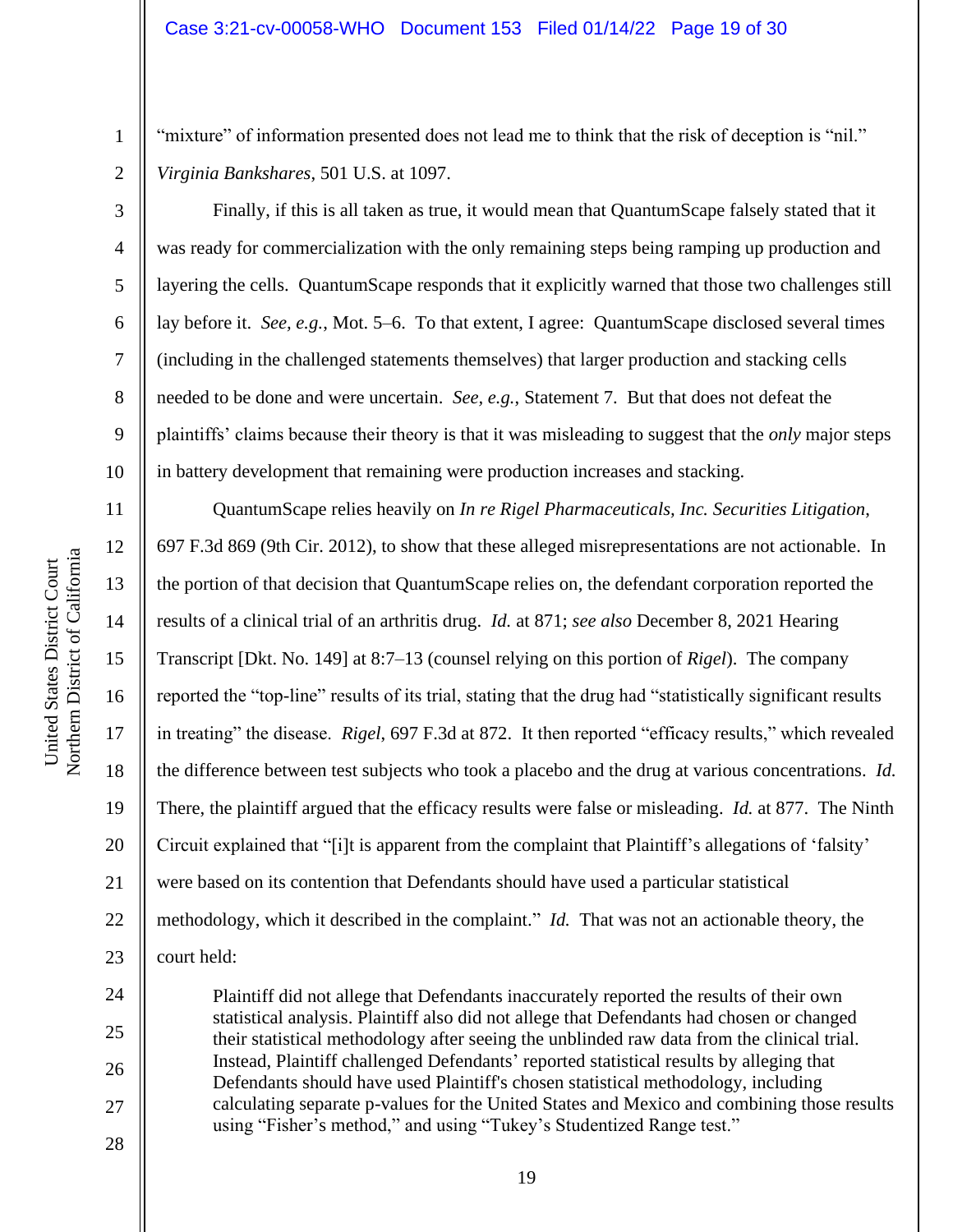"mixture" of information presented does not lead me to think that the risk of deception is "nil." *Virginia Bankshares*, 501 U.S. at 1097.

Finally, if this is all taken as true, it would mean that QuantumScape falsely stated that it was ready for commercialization with the only remaining steps being ramping up production and layering the cells. QuantumScape responds that it explicitly warned that those two challenges still lay before it. *See, e.g.*, Mot. 5–6. To that extent, I agree: QuantumScape disclosed several times (including in the challenged statements themselves) that larger production and stacking cells needed to be done and were uncertain. *See*, *e.g.*, Statement 7. But that does not defeat the plaintiffs' claims because their theory is that it was misleading to suggest that the *only* major steps in battery development that remaining were production increases and stacking.

QuantumScape relies heavily on *In re Rigel Pharmaceuticals, Inc. Securities Litigation*, 697 F.3d 869 (9th Cir. 2012), to show that these alleged misrepresentations are not actionable. In the portion of that decision that QuantumScape relies on, the defendant corporation reported the results of a clinical trial of an arthritis drug. *Id.* at 871; *see also* December 8, 2021 Hearing Transcript [Dkt. No. 149] at 8:7–13 (counsel relying on this portion of *Rigel*). The company reported the "top-line" results of its trial, stating that the drug had "statistically significant results in treating" the disease. *Rigel*, 697 F.3d at 872. It then reported "efficacy results," which revealed the difference between test subjects who took a placebo and the drug at various concentrations. *Id.* There, the plaintiff argued that the efficacy results were false or misleading. *Id.* at 877. The Ninth Circuit explained that "[i]t is apparent from the complaint that Plaintiff's allegations of 'falsity' were based on its contention that Defendants should have used a particular statistical methodology, which it described in the complaint." *Id.* That was not an actionable theory, the court held:

> Plaintiff did not allege that Defendants inaccurately reported the results of their own statistical analysis. Plaintiff also did not allege that Defendants had chosen or changed their statistical methodology after seeing the unblinded raw data from the clinical trial. Instead, Plaintiff challenged Defendants' reported statistical results by alleging that Defendants should have used Plaintiff's chosen statistical methodology, including calculating separate p-values for the United States and Mexico and combining those results using "Fisher's method," and using "Tukey's Studentized Range test."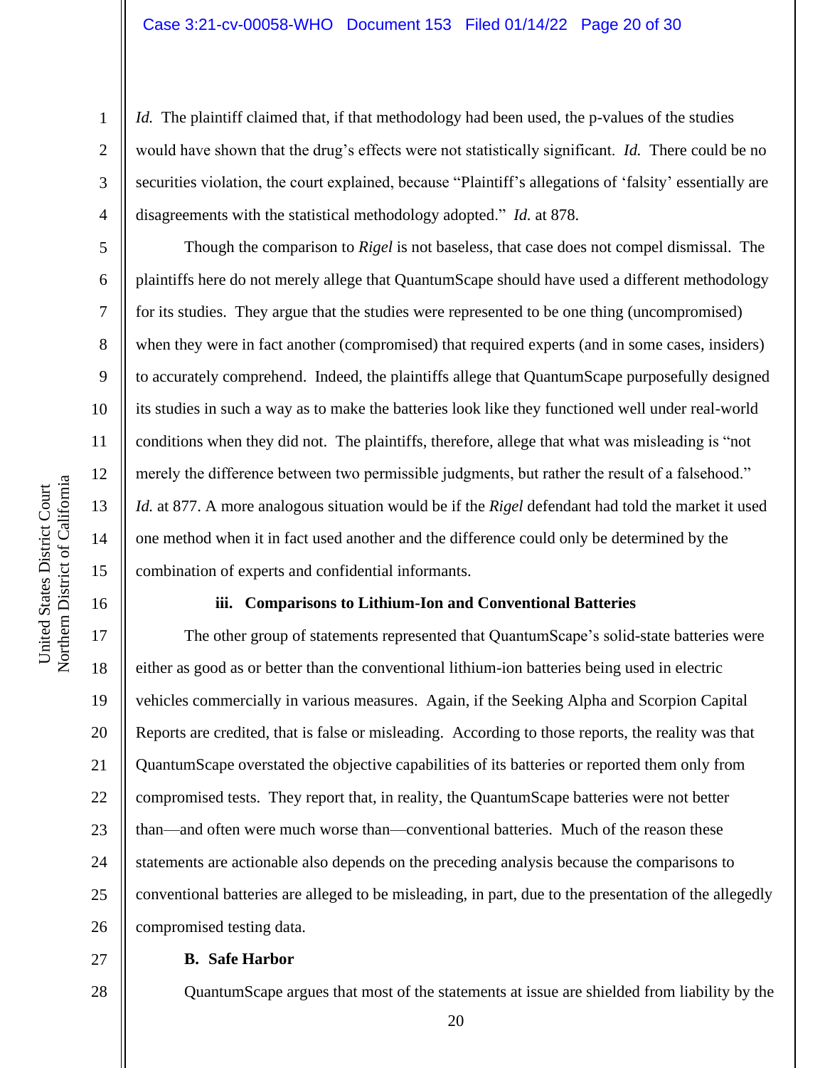*Id.* The plaintiff claimed that, if that methodology had been used, the p-values of the studies would have shown that the drug's effects were not statistically significant. *Id.* There could be no securities violation, the court explained, because "Plaintiff's allegations of 'falsity' essentially are disagreements with the statistical methodology adopted." *Id.* at 878.

Though the comparison to *Rigel* is not baseless, that case does not compel dismissal. The plaintiffs here do not merely allege that QuantumScape should have used a different methodology for its studies. They argue that the studies were represented to be one thing (uncompromised) when they were in fact another (compromised) that required experts (and in some cases, insiders) to accurately comprehend. Indeed, the plaintiffs allege that QuantumScape purposefully designed its studies in such a way as to make the batteries look like they functioned well under real-world conditions when they did not. The plaintiffs, therefore, allege that what was misleading is "not merely the difference between two permissible judgments, but rather the result of a falsehood." *Id.* at 877. A more analogous situation would be if the *Rigel* defendant had told the market it used one method when it in fact used another and the difference could only be determined by the combination of experts and confidential informants.

**iii. Comparisons to Lithium-Ion and Conventional Batteries**

The other group of statements represented that QuantumScape's solid-state batteries were either as good as or better than the conventional lithium-ion batteries being used in electric vehicles commercially in various measures. Again, if the Seeking Alpha and Scorpion Capital Reports are credited, that is false or misleading. According to those reports, the reality was that QuantumScape overstated the objective capabilities of its batteries or reported them only from compromised tests. They report that, in reality, the QuantumScape batteries were not better than—and often were much worse than—conventional batteries. Much of the reason these statements are actionable also depends on the preceding analysis because the comparisons to conventional batteries are alleged to be misleading, in part, due to the presentation of the allegedly compromised testing data.

**B. Safe Harbor**

QuantumScape argues that most of the statements at issue are shielded from liability by the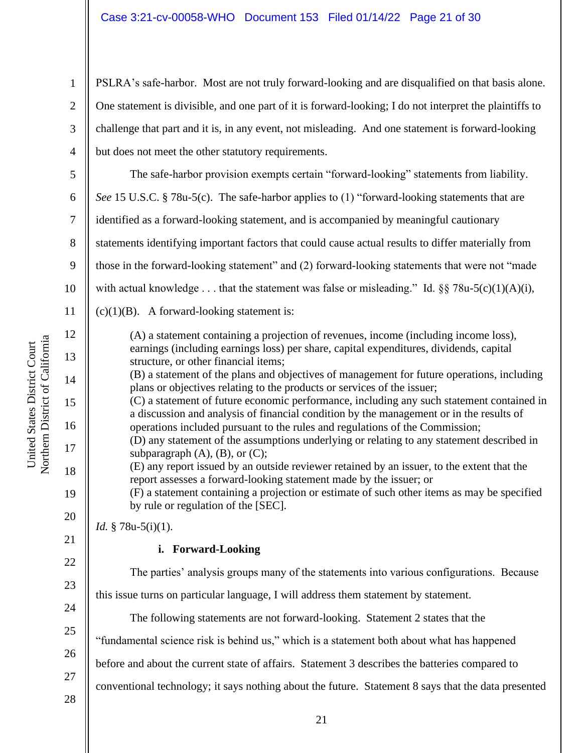PSLRA's safe-harbor. Most are not truly forward-looking and are disqualified on that basis alone. One statement is divisible, and one part of it is forward-looking; I do not interpret the plaintiffs to challenge that part and it is, in any event, not misleading. And one statement is forward-looking but does not meet the other statutory requirements.

The safe-harbor provision exempts certain "forward-looking" statements from liability. *See* 15 U.S.C. § 78u-5(c). The safe-harbor applies to (1) "forward-looking statements that are identified as a forward-looking statement, and is accompanied by meaningful cautionary statements identifying important factors that could cause actual results to differ materially from those in the forward-looking statement" and (2) forward-looking statements that were not "made with actual knowledge . . . that the statement was false or misleading." Id. §§ 78u-5(c)(1)(A)(i), (c)(1)(B). A forward-looking statement is:

> (A) a statement containing a projection of revenues, income (including income loss), earnings (including earnings loss) per share, capital expenditures, dividends, capital structure, or other financial items;
> (B) a statement of the plans and objectives of management for future operations, including plans or objectives relating to the products or services of the issuer;
> (C) a statement of future economic performance, including any such statement contained in a discussion and analysis of financial condition by the management or in the results of operations included pursuant to the rules and regulations of the Commission;
> (D) any statement of the assumptions underlying or relating to any statement described in subparagraph (A), (B), or (C);
> (E) any report issued by an outside reviewer retained by an issuer, to the extent that the report assesses a forward-looking statement made by the issuer; or
> (F) a statement containing a projection or estimate of such other items as may be specified by rule or regulation of the [SEC].

*Id.* § 78u-5(i)(1).

**i. Forward-Looking**

The parties' analysis groups many of the statements into various configurations. Because this issue turns on particular language, I will address them statement by statement.

The following statements are not forward-looking. Statement 2 states that the "fundamental science risk is behind us," which is a statement both about what has happened before and about the current state of affairs. Statement 3 describes the batteries compared to conventional technology; it says nothing about the future. Statement 8 says that the data presented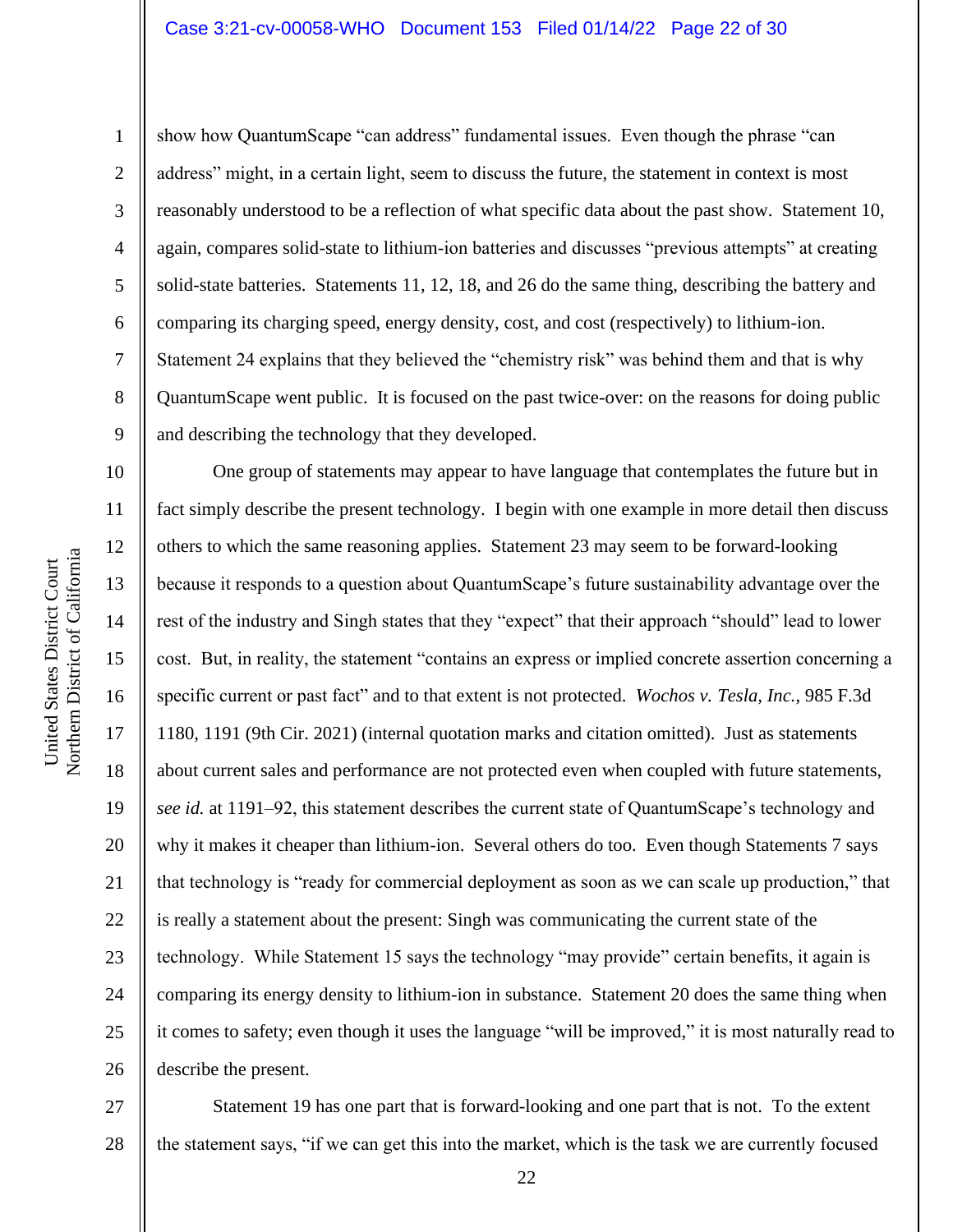show how QuantumScape "can address" fundamental issues. Even though the phrase "can address" might, in a certain light, seem to discuss the future, the statement in context is most reasonably understood to be a reflection of what specific data about the past show. Statement 10, again, compares solid-state to lithium-ion batteries and discusses "previous attempts" at creating solid-state batteries. Statements 11, 12, 18, and 26 do the same thing, describing the battery and comparing its charging speed, energy density, cost, and cost (respectively) to lithium-ion. Statement 24 explains that they believed the "chemistry risk" was behind them and that is why QuantumScape went public. It is focused on the past twice-over: on the reasons for doing public and describing the technology that they developed.

One group of statements may appear to have language that contemplates the future but in fact simply describe the present technology. I begin with one example in more detail then discuss others to which the same reasoning applies. Statement 23 may seem to be forward-looking because it responds to a question about QuantumScape's future sustainability advantage over the rest of the industry and Singh states that they "expect" that their approach "should" lead to lower cost. But, in reality, the statement "contains an express or implied concrete assertion concerning a specific current or past fact" and to that extent is not protected. *Wochos v. Tesla, Inc.*, 985 F.3d 1180, 1191 (9th Cir. 2021) (internal quotation marks and citation omitted). Just as statements about current sales and performance are not protected even when coupled with future statements, *see id.* at 1191–92, this statement describes the current state of QuantumScape's technology and why it makes it cheaper than lithium-ion. Several others do too. Even though Statements 7 says that technology is "ready for commercial deployment as soon as we can scale up production," that is really a statement about the present: Singh was communicating the current state of the technology. While Statement 15 says the technology "may provide" certain benefits, it again is comparing its energy density to lithium-ion in substance. Statement 20 does the same thing when it comes to safety; even though it uses the language "will be improved," it is most naturally read to describe the present.

Statement 19 has one part that is forward-looking and one part that is not. To the extent the statement says, "if we can get this into the market, which is the task we are currently focused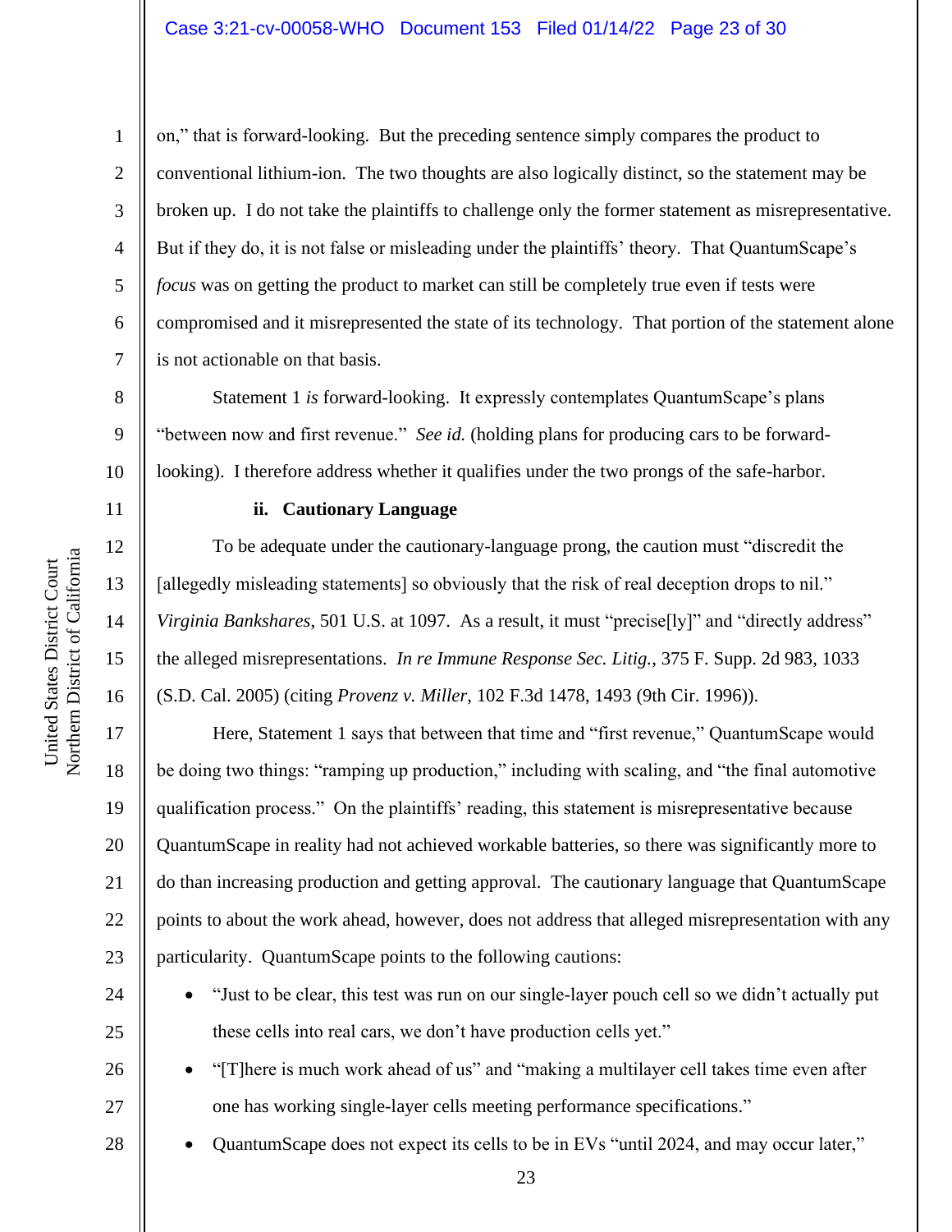on," that is forward-looking. But the preceding sentence simply compares the product to conventional lithium-ion. The two thoughts are also logically distinct, so the statement may be broken up. I do not take the plaintiffs to challenge only the former statement as misrepresentative. But if they do, it is not false or misleading under the plaintiffs' theory. That QuantumScape's *focus* was on getting the product to market can still be completely true even if tests were compromised and it misrepresented the state of its technology. That portion of the statement alone is not actionable on that basis.

Statement 1 *is* forward-looking. It expressly contemplates QuantumScape's plans "between now and first revenue." *See id.* (holding plans for producing cars to be forward-looking). I therefore address whether it qualifies under the two prongs of the safe-harbor.

**ii. Cautionary Language**

To be adequate under the cautionary-language prong, the caution must "discredit the [allegedly misleading statements] so obviously that the risk of real deception drops to nil." *Virginia Bankshares*, 501 U.S. at 1097. As a result, it must "precise[ly]" and "directly address" the alleged misrepresentations. *In re Immune Response Sec. Litig.*, 375 F. Supp. 2d 983, 1033 (S.D. Cal. 2005) (citing *Provenz v. Miller*, 102 F.3d 1478, 1493 (9th Cir. 1996)).

Here, Statement 1 says that between that time and "first revenue," QuantumScape would be doing two things: "ramping up production," including with scaling, and "the final automotive qualification process." On the plaintiffs' reading, this statement is misrepresentative because QuantumScape in reality had not achieved workable batteries, so there was significantly more to do than increasing production and getting approval. The cautionary language that QuantumScape points to about the work ahead, however, does not address that alleged misrepresentation with any particularity. QuantumScape points to the following cautions:

- "Just to be clear, this test was run on our single-layer pouch cell so we didn't actually put these cells into real cars, we don't have production cells yet."
- "[T]here is much work ahead of us" and "making a multilayer cell takes time even after one has working single-layer cells meeting performance specifications."
- QuantumScape does not expect its cells to be in EVs "until 2024, and may occur later,"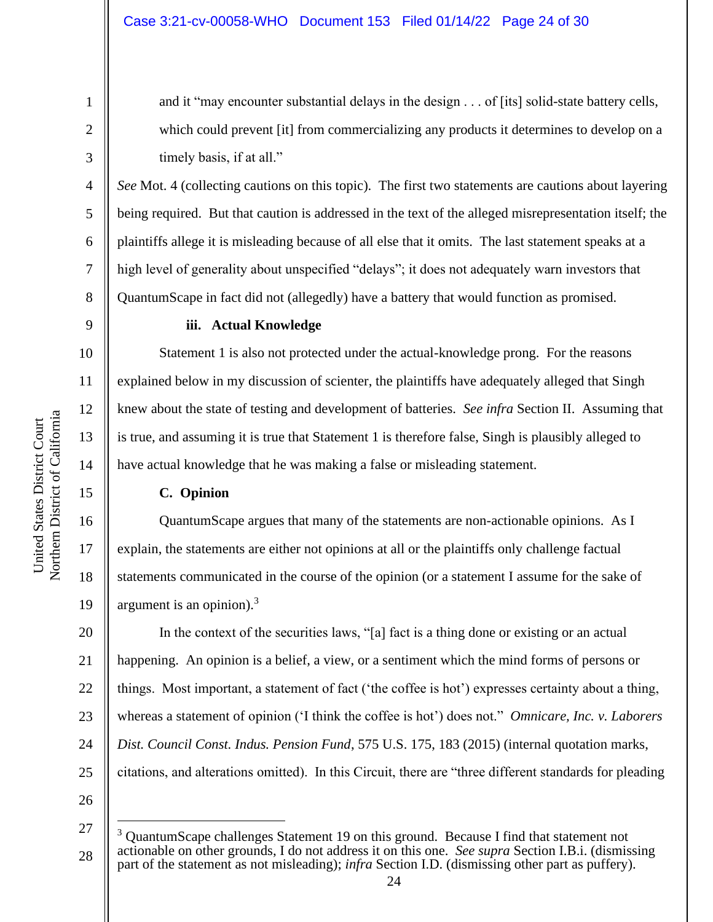and it "may encounter substantial delays in the design . . . of [its] solid-state battery cells, which could prevent [it] from commercializing any products it determines to develop on a timely basis, if at all."

*See* Mot. 4 (collecting cautions on this topic). The first two statements are cautions about layering being required. But that caution is addressed in the text of the alleged misrepresentation itself; the plaintiffs allege it is misleading because of all else that it omits. The last statement speaks at a high level of generality about unspecified "delays"; it does not adequately warn investors that QuantumScape in fact did not (allegedly) have a battery that would function as promised.

**iii. Actual Knowledge**

Statement 1 is also not protected under the actual-knowledge prong. For the reasons explained below in my discussion of scienter, the plaintiffs have adequately alleged that Singh knew about the state of testing and development of batteries. *See infra* Section II. Assuming that is true, and assuming it is true that Statement 1 is therefore false, Singh is plausibly alleged to have actual knowledge that he was making a false or misleading statement.

**C. Opinion**

QuantumScape argues that many of the statements are non-actionable opinions. As I explain, the statements are either not opinions at all or the plaintiffs only challenge factual statements communicated in the course of the opinion (or a statement I assume for the sake of argument is an opinion).[3]

In the context of the securities laws, "[a] fact is a thing done or existing or an actual happening. An opinion is a belief, a view, or a sentiment which the mind forms of persons or things. Most important, a statement of fact ('the coffee is hot') expresses certainty about a thing, whereas a statement of opinion ('I think the coffee is hot') does not." *Omnicare, Inc. v. Laborers Dist. Council Const. Indus. Pension Fund*, 575 U.S. 175, 183 (2015) (internal quotation marks, citations, and alterations omitted). In this Circuit, there are "three different standards for pleading

---

[3] QuantumScape challenges Statement 19 on this ground. Because I find that statement not actionable on other grounds, I do not address it on this one. *See supra* Section I.B.i. (dismissing part of the statement as not misleading); *infra* Section I.D. (dismissing other part as puffery).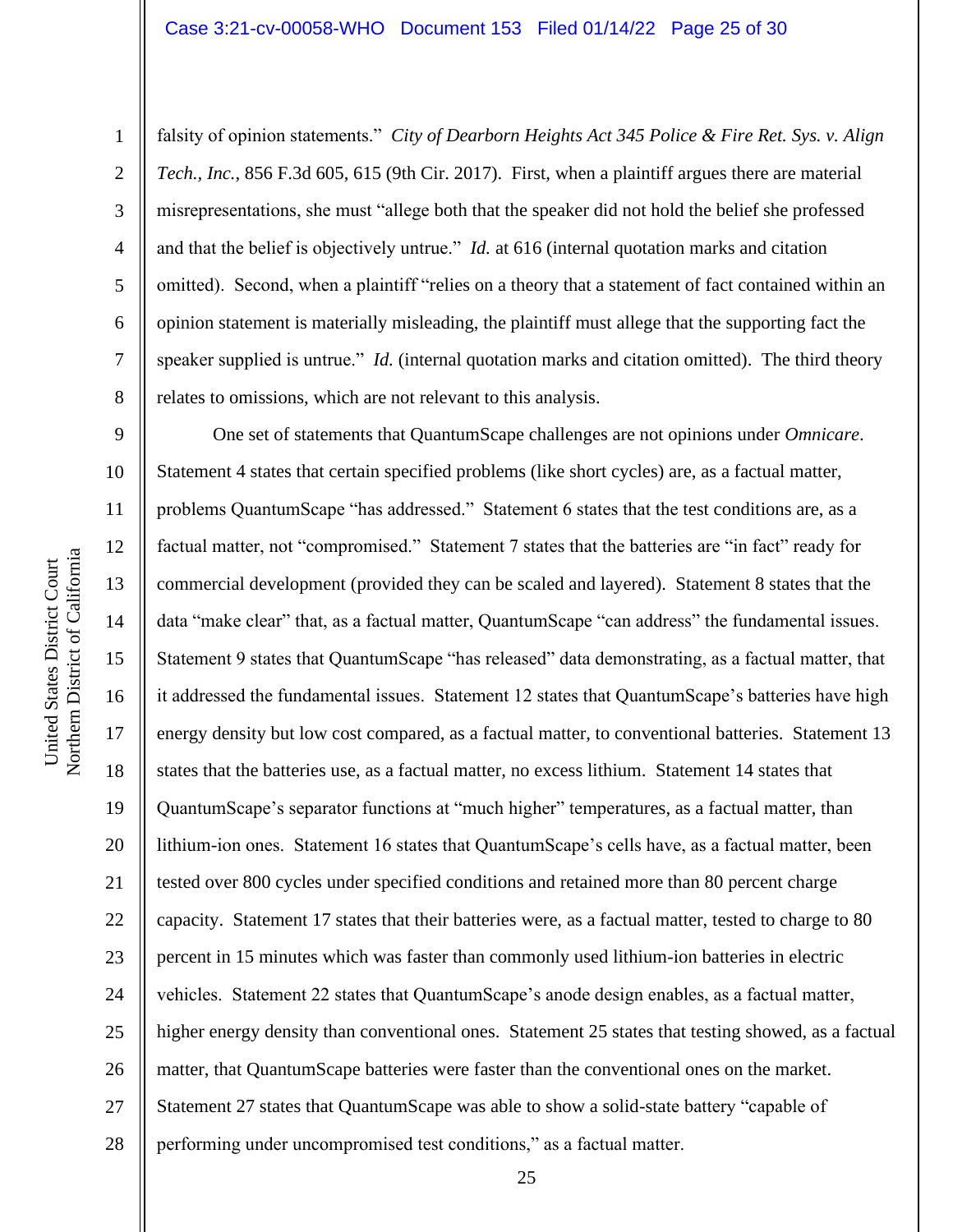falsity of opinion statements." *City of Dearborn Heights Act 345 Police & Fire Ret. Sys. v. Align Tech., Inc.*, 856 F.3d 605, 615 (9th Cir. 2017). First, when a plaintiff argues there are material misrepresentations, she must "allege both that the speaker did not hold the belief she professed and that the belief is objectively untrue." *Id.* at 616 (internal quotation marks and citation omitted). Second, when a plaintiff "relies on a theory that a statement of fact contained within an opinion statement is materially misleading, the plaintiff must allege that the supporting fact the speaker supplied is untrue." *Id.* (internal quotation marks and citation omitted). The third theory relates to omissions, which are not relevant to this analysis.

One set of statements that QuantumScape challenges are not opinions under *Omnicare*. Statement 4 states that certain specified problems (like short cycles) are, as a factual matter, problems QuantumScape "has addressed." Statement 6 states that the test conditions are, as a factual matter, not "compromised." Statement 7 states that the batteries are "in fact" ready for commercial development (provided they can be scaled and layered). Statement 8 states that the data "make clear" that, as a factual matter, QuantumScape "can address" the fundamental issues. Statement 9 states that QuantumScape "has released" data demonstrating, as a factual matter, that it addressed the fundamental issues. Statement 12 states that QuantumScape's batteries have high energy density but low cost compared, as a factual matter, to conventional batteries. Statement 13 states that the batteries use, as a factual matter, no excess lithium. Statement 14 states that QuantumScape's separator functions at "much higher" temperatures, as a factual matter, than lithium-ion ones. Statement 16 states that QuantumScape's cells have, as a factual matter, been tested over 800 cycles under specified conditions and retained more than 80 percent charge capacity. Statement 17 states that their batteries were, as a factual matter, tested to charge to 80 percent in 15 minutes which was faster than commonly used lithium-ion batteries in electric vehicles. Statement 22 states that QuantumScape's anode design enables, as a factual matter, higher energy density than conventional ones. Statement 25 states that testing showed, as a factual matter, that QuantumScape batteries were faster than the conventional ones on the market. Statement 27 states that QuantumScape was able to show a solid-state battery "capable of performing under uncompromised test conditions," as a factual matter.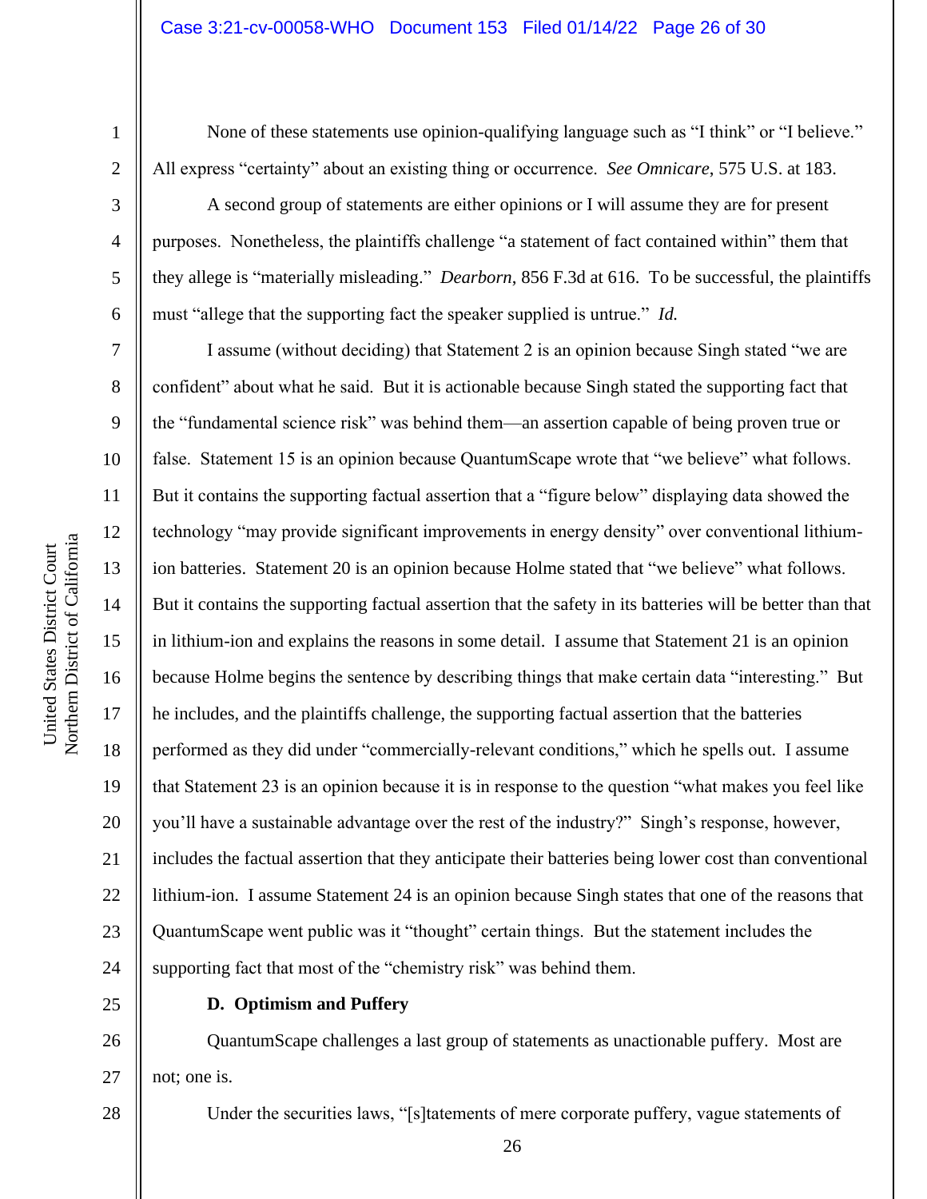None of these statements use opinion-qualifying language such as "I think" or "I believe." All express "certainty" about an existing thing or occurrence. *See Omnicare*, 575 U.S. at 183.

A second group of statements are either opinions or I will assume they are for present purposes. Nonetheless, the plaintiffs challenge "a statement of fact contained within" them that they allege is "materially misleading." *Dearborn*, 856 F.3d at 616. To be successful, the plaintiffs must "allege that the supporting fact the speaker supplied is untrue." *Id.*

I assume (without deciding) that Statement 2 is an opinion because Singh stated "we are confident" about what he said. But it is actionable because Singh stated the supporting fact that the "fundamental science risk" was behind them—an assertion capable of being proven true or false. Statement 15 is an opinion because QuantumScape wrote that "we believe" what follows. But it contains the supporting factual assertion that a "figure below" displaying data showed the technology "may provide significant improvements in energy density" over conventional lithium-ion batteries. Statement 20 is an opinion because Holme stated that "we believe" what follows. But it contains the supporting factual assertion that the safety in its batteries will be better than that in lithium-ion and explains the reasons in some detail. I assume that Statement 21 is an opinion because Holme begins the sentence by describing things that make certain data "interesting." But he includes, and the plaintiffs challenge, the supporting factual assertion that the batteries performed as they did under "commercially-relevant conditions," which he spells out. I assume that Statement 23 is an opinion because it is in response to the question "what makes you feel like you'll have a sustainable advantage over the rest of the industry?" Singh's response, however, includes the factual assertion that they anticipate their batteries being lower cost than conventional lithium-ion. I assume Statement 24 is an opinion because Singh states that one of the reasons that QuantumScape went public was it "thought" certain things. But the statement includes the supporting fact that most of the "chemistry risk" was behind them.

### D. Optimism and Puffery

QuantumScape challenges a last group of statements as unactionable puffery. Most are not; one is.

Under the securities laws, "[s]tatements of mere corporate puffery, vague statements of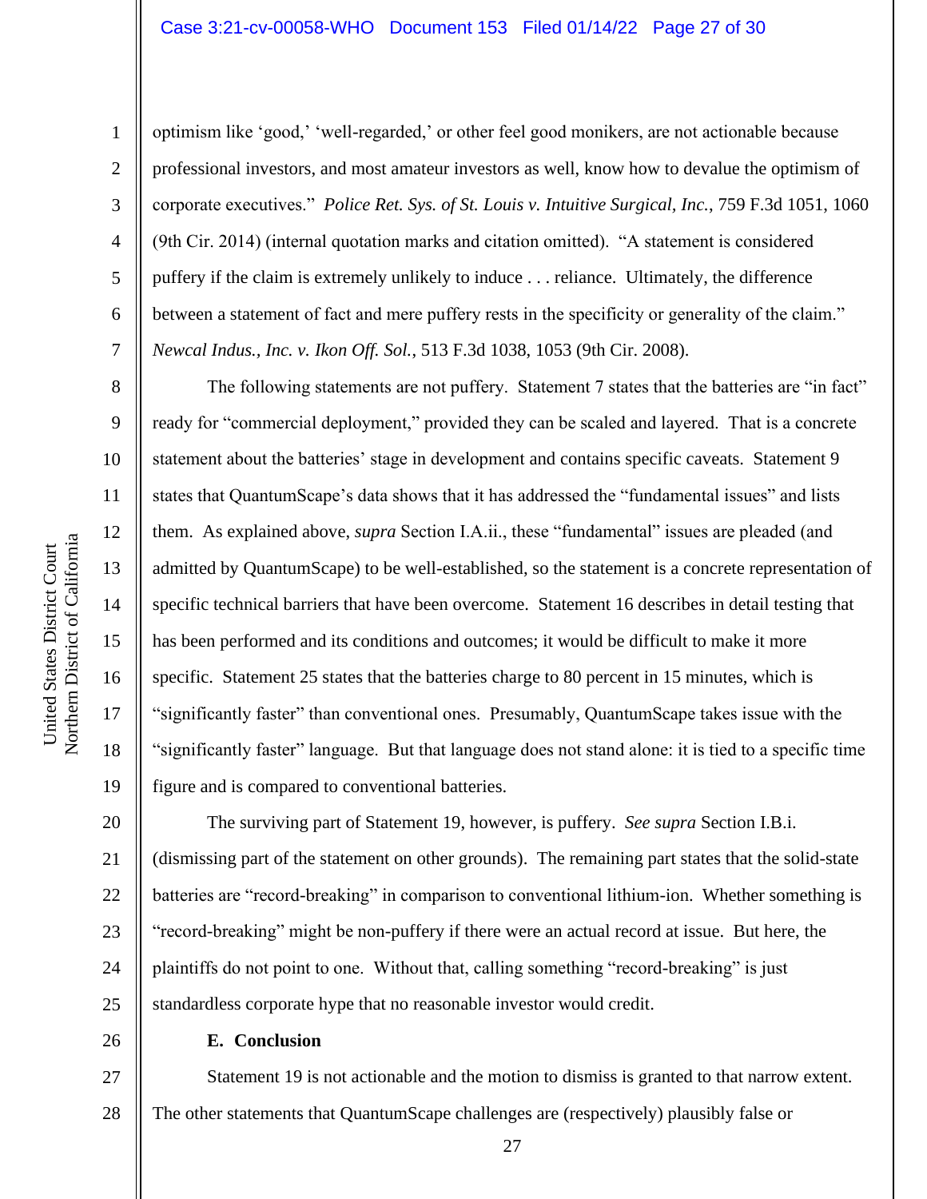optimism like 'good,' 'well-regarded,' or other feel good monikers, are not actionable because professional investors, and most amateur investors as well, know how to devalue the optimism of corporate executives." *Police Ret. Sys. of St. Louis v. Intuitive Surgical, Inc.*, 759 F.3d 1051, 1060 (9th Cir. 2014) (internal quotation marks and citation omitted). "A statement is considered puffery if the claim is extremely unlikely to induce . . . reliance. Ultimately, the difference between a statement of fact and mere puffery rests in the specificity or generality of the claim." *Newcal Indus., Inc. v. Ikon Off. Sol.*, 513 F.3d 1038, 1053 (9th Cir. 2008).

The following statements are not puffery. Statement 7 states that the batteries are "in fact" ready for "commercial deployment," provided they can be scaled and layered. That is a concrete statement about the batteries' stage in development and contains specific caveats. Statement 9 states that QuantumScape's data shows that it has addressed the "fundamental issues" and lists them. As explained above, *supra* Section I.A.ii., these "fundamental" issues are pleaded (and admitted by QuantumScape) to be well-established, so the statement is a concrete representation of specific technical barriers that have been overcome. Statement 16 describes in detail testing that has been performed and its conditions and outcomes; it would be difficult to make it more specific. Statement 25 states that the batteries charge to 80 percent in 15 minutes, which is "significantly faster" than conventional ones. Presumably, QuantumScape takes issue with the "significantly faster" language. But that language does not stand alone: it is tied to a specific time figure and is compared to conventional batteries.

The surviving part of Statement 19, however, is puffery. *See supra* Section I.B.i. (dismissing part of the statement on other grounds). The remaining part states that the solid-state batteries are "record-breaking" in comparison to conventional lithium-ion. Whether something is "record-breaking" might be non-puffery if there were an actual record at issue. But here, the plaintiffs do not point to one. Without that, calling something "record-breaking" is just standardless corporate hype that no reasonable investor would credit.

**E. Conclusion**

Statement 19 is not actionable and the motion to dismiss is granted to that narrow extent. The other statements that QuantumScape challenges are (respectively) plausibly false or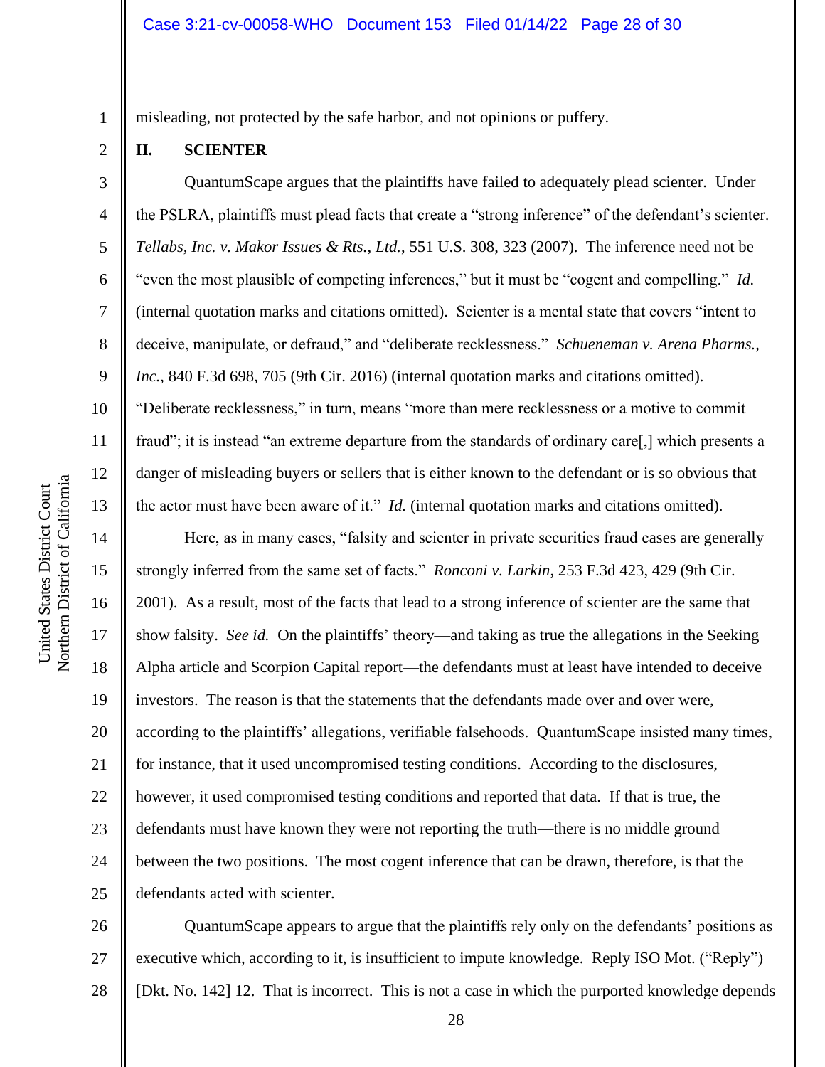misleading, not protected by the safe harbor, and not opinions or puffery.

## II. SCIENTER

QuantumScape argues that the plaintiffs have failed to adequately plead scienter. Under the PSLRA, plaintiffs must plead facts that create a "strong inference" of the defendant's scienter. *Tellabs, Inc. v. Makor Issues & Rts., Ltd.*, 551 U.S. 308, 323 (2007). The inference need not be "even the most plausible of competing inferences," but it must be "cogent and compelling." *Id.* (internal quotation marks and citations omitted). Scienter is a mental state that covers "intent to deceive, manipulate, or defraud," and "deliberate recklessness." *Schueneman v. Arena Pharms., Inc.*, 840 F.3d 698, 705 (9th Cir. 2016) (internal quotation marks and citations omitted). "Deliberate recklessness," in turn, means "more than mere recklessness or a motive to commit fraud"; it is instead "an extreme departure from the standards of ordinary care[,] which presents a danger of misleading buyers or sellers that is either known to the defendant or is so obvious that the actor must have been aware of it." *Id.* (internal quotation marks and citations omitted).

Here, as in many cases, "falsity and scienter in private securities fraud cases are generally strongly inferred from the same set of facts." *Ronconi v. Larkin*, 253 F.3d 423, 429 (9th Cir. 2001). As a result, most of the facts that lead to a strong inference of scienter are the same that show falsity. *See id.* On the plaintiffs' theory—and taking as true the allegations in the Seeking Alpha article and Scorpion Capital report—the defendants must at least have intended to deceive investors. The reason is that the statements that the defendants made over and over were, according to the plaintiffs' allegations, verifiable falsehoods. QuantumScape insisted many times, for instance, that it used uncompromised testing conditions. According to the disclosures, however, it used compromised testing conditions and reported that data. If that is true, the defendants must have known they were not reporting the truth—there is no middle ground between the two positions. The most cogent inference that can be drawn, therefore, is that the defendants acted with scienter.

QuantumScape appears to argue that the plaintiffs rely only on the defendants' positions as executive which, according to it, is insufficient to impute knowledge. Reply ISO Mot. ("Reply") [Dkt. No. 142] 12. That is incorrect. This is not a case in which the purported knowledge depends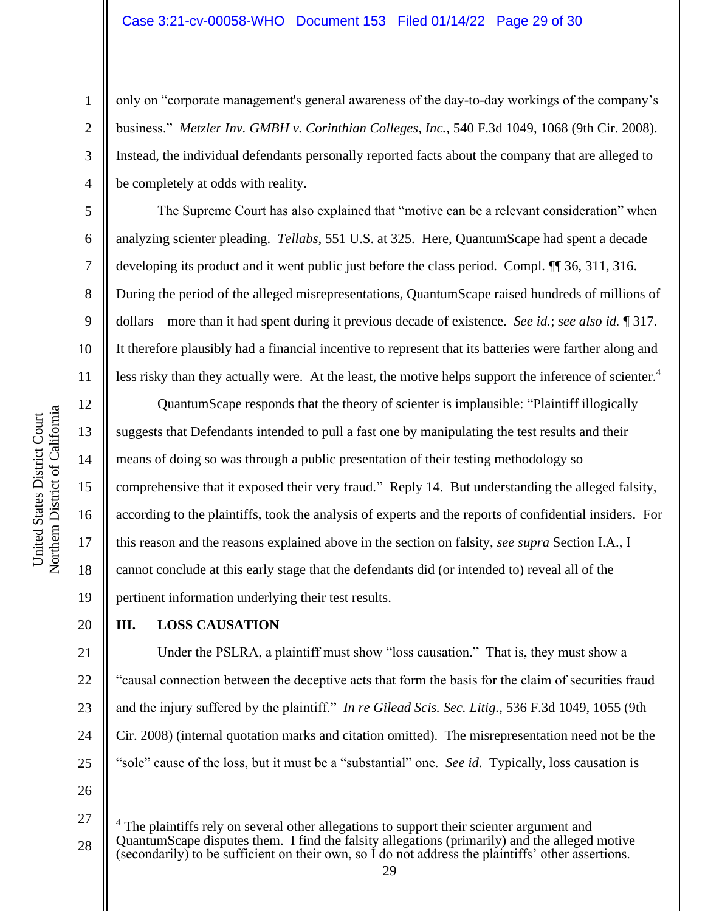only on "corporate management's general awareness of the day-to-day workings of the company's business." *Metzler Inv. GMBH v. Corinthian Colleges, Inc.*, 540 F.3d 1049, 1068 (9th Cir. 2008). Instead, the individual defendants personally reported facts about the company that are alleged to be completely at odds with reality.

The Supreme Court has also explained that "motive can be a relevant consideration" when analyzing scienter pleading. *Tellabs*, 551 U.S. at 325. Here, QuantumScape had spent a decade developing its product and it went public just before the class period. Compl. ¶¶ 36, 311, 316. During the period of the alleged misrepresentations, QuantumScape raised hundreds of millions of dollars—more than it had spent during it previous decade of existence. *See id.*; *see also id.* ¶ 317. It therefore plausibly had a financial incentive to represent that its batteries were farther along and less risky than they actually were. At the least, the motive helps support the inference of scienter.[4]

QuantumScape responds that the theory of scienter is implausible: "Plaintiff illogically suggests that Defendants intended to pull a fast one by manipulating the test results and their means of doing so was through a public presentation of their testing methodology so comprehensive that it exposed their very fraud." Reply 14. But understanding the alleged falsity, according to the plaintiffs, took the analysis of experts and the reports of confidential insiders. For this reason and the reasons explained above in the section on falsity, *see supra* Section I.A., I cannot conclude at this early stage that the defendants did (or intended to) reveal all of the pertinent information underlying their test results.

## III. LOSS CAUSATION

Under the PSLRA, a plaintiff must show "loss causation." That is, they must show a "causal connection between the deceptive acts that form the basis for the claim of securities fraud and the injury suffered by the plaintiff." *In re Gilead Scis. Sec. Litig.*, 536 F.3d 1049, 1055 (9th Cir. 2008) (internal quotation marks and citation omitted). The misrepresentation need not be the "sole" cause of the loss, but it must be a "substantial" one. *See id.* Typically, loss causation is

---

[4] The plaintiffs rely on several other allegations to support their scienter argument and QuantumScape disputes them. I find the falsity allegations (primarily) and the alleged motive (secondarily) to be sufficient on their own, so I do not address the plaintiffs' other assertions.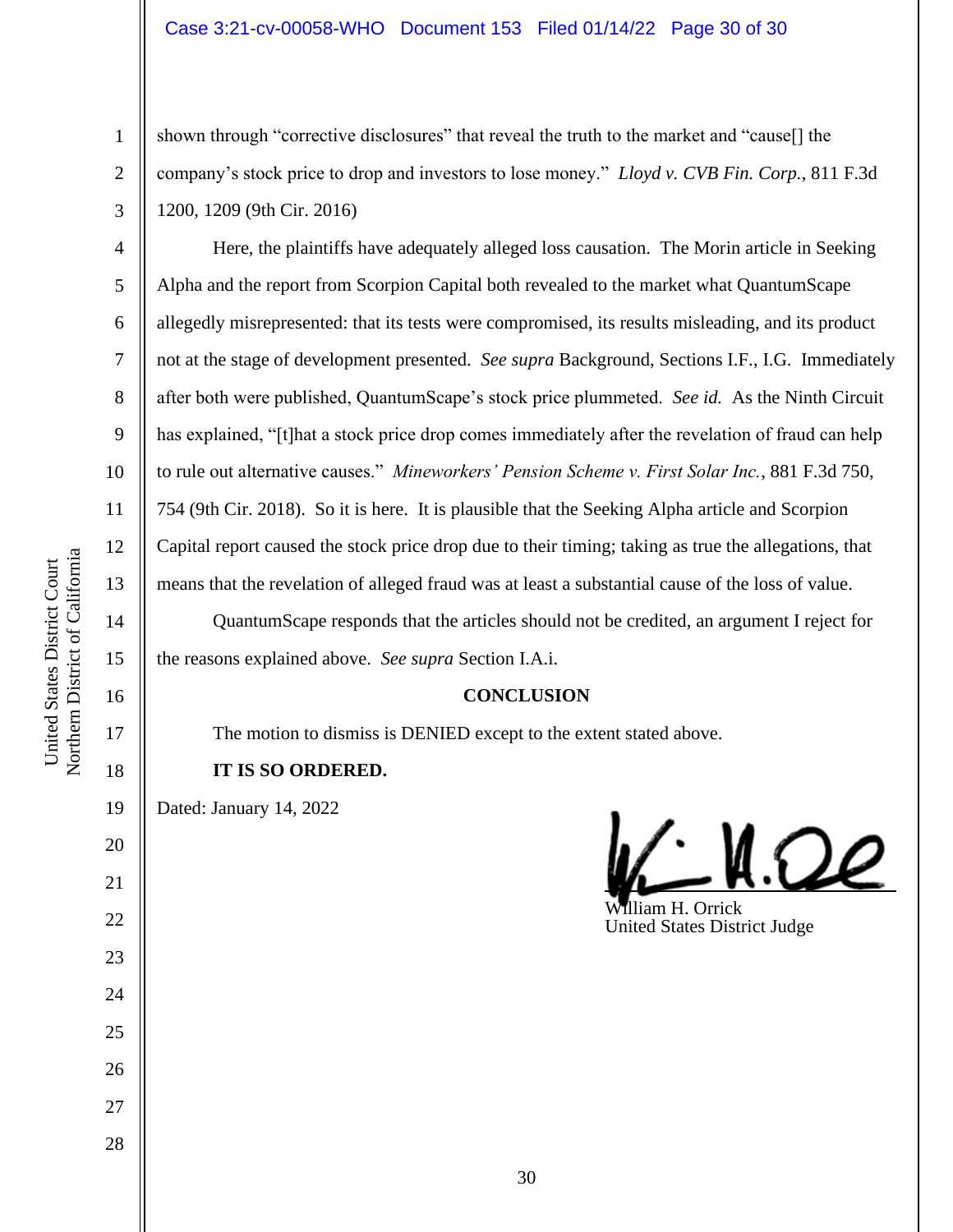shown through "corrective disclosures" that reveal the truth to the market and "cause[] the company's stock price to drop and investors to lose money." *Lloyd v. CVB Fin. Corp.*, 811 F.3d 1200, 1209 (9th Cir. 2016)

Here, the plaintiffs have adequately alleged loss causation. The Morin article in Seeking Alpha and the report from Scorpion Capital both revealed to the market what QuantumScape allegedly misrepresented: that its tests were compromised, its results misleading, and its product not at the stage of development presented. *See supra* Background, Sections I.F., I.G. Immediately after both were published, QuantumScape's stock price plummeted. *See id.* As the Ninth Circuit has explained, "[t]hat a stock price drop comes immediately after the revelation of fraud can help to rule out alternative causes." *Mineworkers' Pension Scheme v. First Solar Inc.*, 881 F.3d 750, 754 (9th Cir. 2018). So it is here. It is plausible that the Seeking Alpha article and Scorpion Capital report caused the stock price drop due to their timing; taking as true the allegations, that means that the revelation of alleged fraud was at least a substantial cause of the loss of value.

QuantumScape responds that the articles should not be credited, an argument I reject for the reasons explained above. *See supra* Section I.A.i.

**CONCLUSION**

The motion to dismiss is DENIED except to the extent stated above.

**IT IS SO ORDERED.**

Dated: January 14, 2022

William H. Orrick
United States District Judge